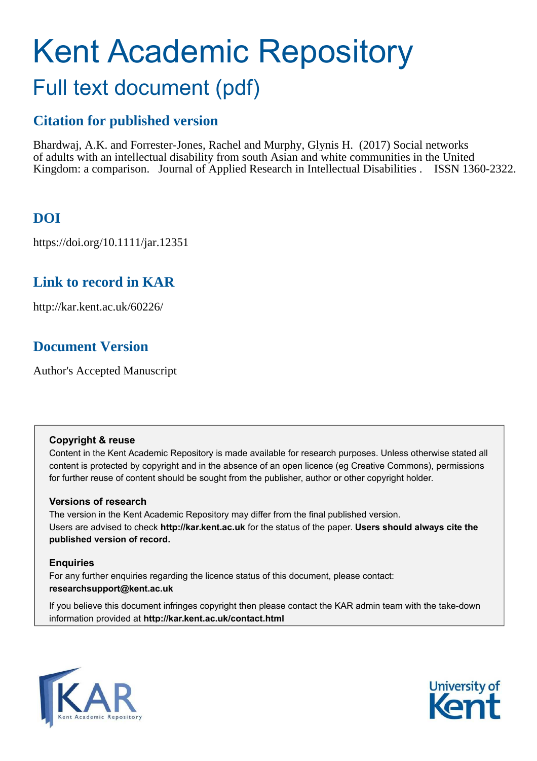# Kent Academic Repository

## Full text document (pdf)

### Citation for published version

Bhardwaj, A.K. and Forrester-Jones, Rachel and Murphy, Glynis H. (2017) Social networks of adults with an intellectual disability from south Asian and white communities in the United Kingdom: a comparison. Journal of Applied Research in Intellectual Disabilities . ISSN 1360-2322.

### DOI

https://doi.org/10.1111/jar.12351

### Link to record in KAR

http://kar.kent.ac.uk/60226/

### Document Version

Author's Accepted Manuscript

**Copyright & reuse**

Content in the Kent Academic Repository is made available for research purposes. Unless otherwise stated all content is protected by copyright and in the absence of an open licence (eg Creative Commons), permissions for further reuse of content should be sought from the publisher, author or other copyright holder.

**Versions of research**

The version in the Kent Academic Repository may differ from the final published version. Users are advised to check **http://kar.kent.ac.uk** for the status of the paper. **Users should always cite the published version of record.**

**Enquiries**

For any further enquiries regarding the licence status of this document, please contact: **researchsupport@kent.ac.uk**

If you believe this document infringes copyright then please contact the KAR admin team with the take-down information provided at **http://kar.kent.ac.uk/contact.html**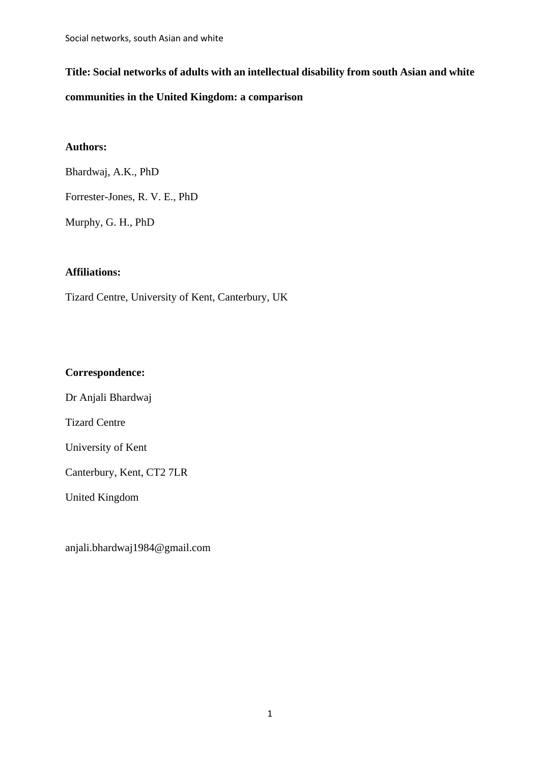**Title: Social networks of adults with an intellectual disability from south Asian and white communities in the United Kingdom: a comparison**

**Authors:**

Bhardwaj, A.K., PhD

Forrester-Jones, R. V. E., PhD

Murphy, G. H., PhD

**Affiliations:**

Tizard Centre, University of Kent, Canterbury, UK

**Correspondence:**

Dr Anjali Bhardwaj

Tizard Centre

University of Kent

Canterbury, Kent, CT2 7LR

United Kingdom

anjali.bhardwaj1984@gmail.com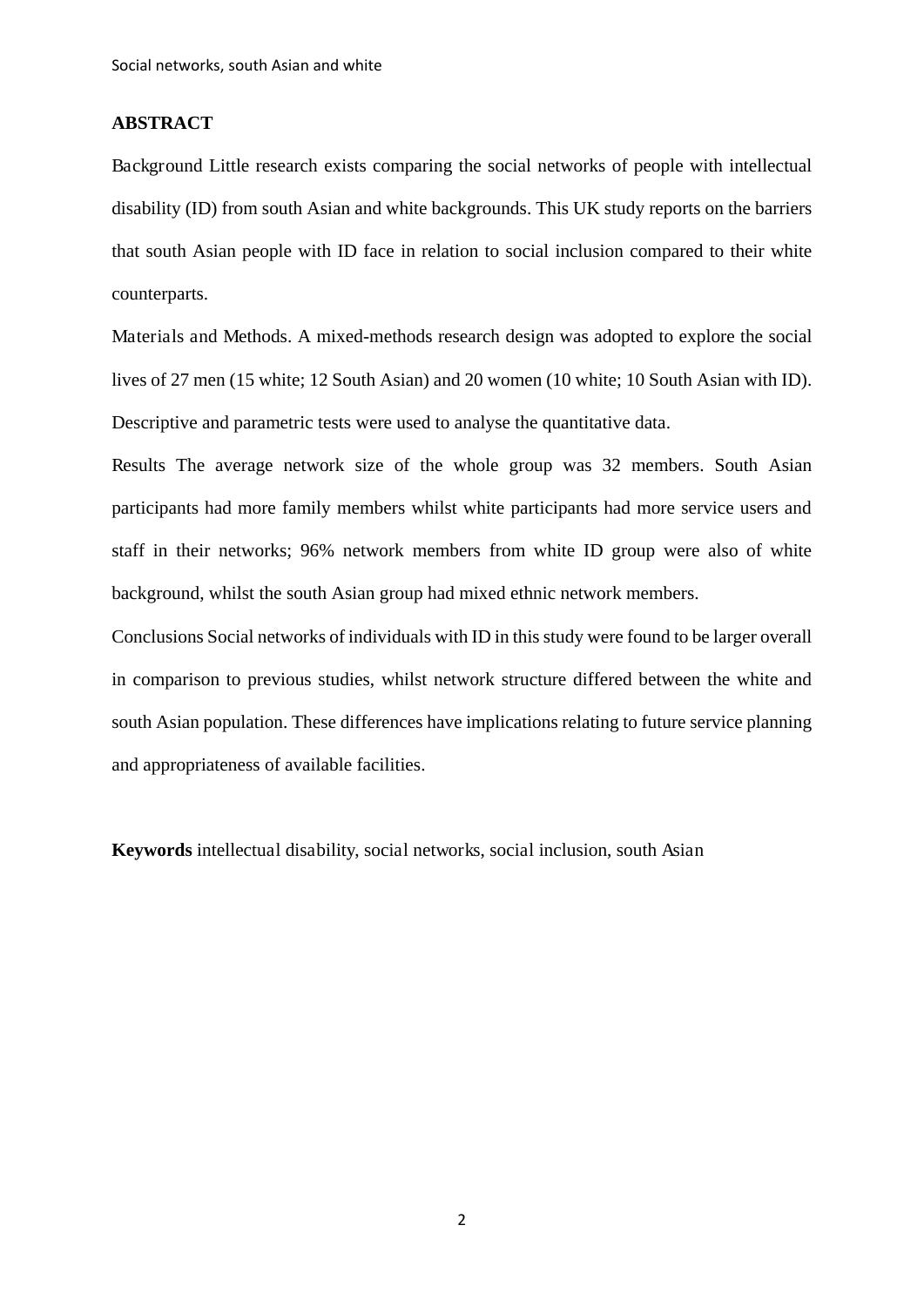## ABSTRACT

Background Little research exists comparing the social networks of people with intellectual disability (ID) from south Asian and white backgrounds. This UK study reports on the barriers that south Asian people with ID face in relation to social inclusion compared to their white counterparts.

Materials and Methods. A mixed-methods research design was adopted to explore the social lives of 27 men (15 white; 12 South Asian) and 20 women (10 white; 10 South Asian with ID). Descriptive and parametric tests were used to analyse the quantitative data.

Results The average network size of the whole group was 32 members. South Asian participants had more family members whilst white participants had more service users and staff in their networks; 96% network members from white ID group were also of white background, whilst the south Asian group had mixed ethnic network members.

Conclusions Social networks of individuals with ID in this study were found to be larger overall in comparison to previous studies, whilst network structure differed between the white and south Asian population. These differences have implications relating to future service planning and appropriateness of available facilities.

**Keywords** intellectual disability, social networks, social inclusion, south Asian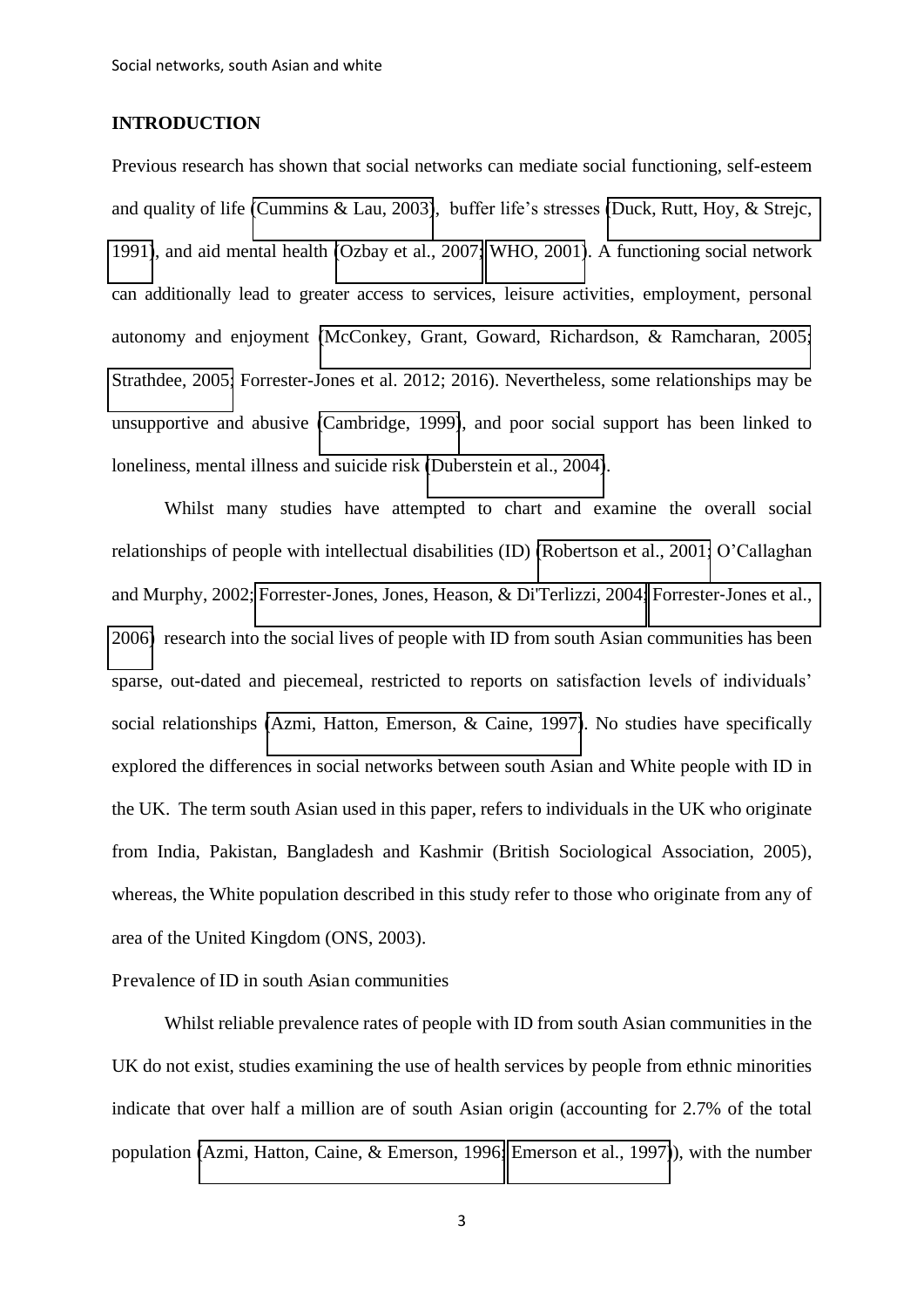## INTRODUCTION

Previous research has shown that social networks can mediate social functioning, self-esteem and quality of life (Cummins & Lau, 2003), buffer life's stresses (Duck, Rutt, Hoy, & Strejc, 1991), and aid mental health (Ozbay et al., 2007; WHO, 2001). A functioning social network can additionally lead to greater access to services, leisure activities, employment, personal autonomy and enjoyment (McConkey, Grant, Goward, Richardson, & Ramcharan, 2005; Strathdee, 2005; Forrester-Jones et al. 2012; 2016). Nevertheless, some relationships may be unsupportive and abusive (Cambridge, 1999), and poor social support has been linked to loneliness, mental illness and suicide risk (Duberstein et al., 2004).

Whilst many studies have attempted to chart and examine the overall social relationships of people with intellectual disabilities (ID) (Robertson et al., 2001; O'Callaghan and Murphy, 2002; Forrester-Jones, Jones, Heason, & Di'Terlizzi, 2004; Forrester-Jones et al., 2006) research into the social lives of people with ID from south Asian communities has been sparse, out-dated and piecemeal, restricted to reports on satisfaction levels of individuals' social relationships (Azmi, Hatton, Emerson, & Caine, 1997). No studies have specifically explored the differences in social networks between south Asian and White people with ID in the UK. The term south Asian used in this paper, refers to individuals in the UK who originate from India, Pakistan, Bangladesh and Kashmir (British Sociological Association, 2005), whereas, the White population described in this study refer to those who originate from any of area of the United Kingdom (ONS, 2003).

### Prevalence of ID in south Asian communities

Whilst reliable prevalence rates of people with ID from south Asian communities in the UK do not exist, studies examining the use of health services by people from ethnic minorities indicate that over half a million are of south Asian origin (accounting for 2.7% of the total population (Azmi, Hatton, Caine, & Emerson, 1996; Emerson et al., 1997)), with the number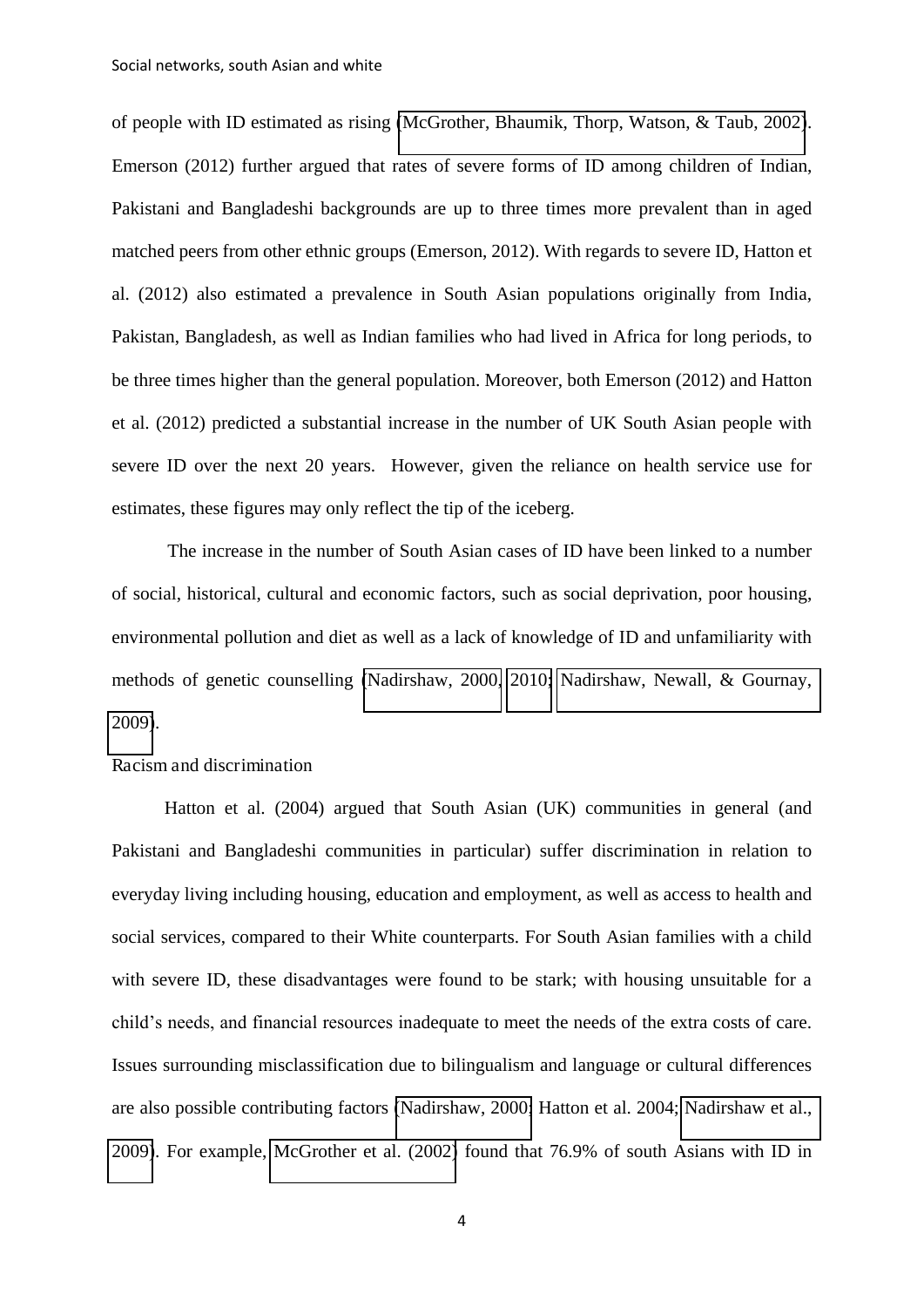of people with ID estimated as rising (McGrother, Bhaumik, Thorp, Watson, & Taub, 2002). Emerson (2012) further argued that rates of severe forms of ID among children of Indian, Pakistani and Bangladeshi backgrounds are up to three times more prevalent than in aged matched peers from other ethnic groups (Emerson, 2012). With regards to severe ID, Hatton et al. (2012) also estimated a prevalence in South Asian populations originally from India, Pakistan, Bangladesh, as well as Indian families who had lived in Africa for long periods, to be three times higher than the general population. Moreover, both Emerson (2012) and Hatton et al. (2012) predicted a substantial increase in the number of UK South Asian people with severe ID over the next 20 years. However, given the reliance on health service use for estimates, these figures may only reflect the tip of the iceberg.

The increase in the number of South Asian cases of ID have been linked to a number of social, historical, cultural and economic factors, such as social deprivation, poor housing, environmental pollution and diet as well as a lack of knowledge of ID and unfamiliarity with methods of genetic counselling (Nadirshaw, 2000, 2010; Nadirshaw, Newall, & Gournay, 2009).

### Racism and discrimination

Hatton et al. (2004) argued that South Asian (UK) communities in general (and Pakistani and Bangladeshi communities in particular) suffer discrimination in relation to everyday living including housing, education and employment, as well as access to health and social services, compared to their White counterparts. For South Asian families with a child with severe ID, these disadvantages were found to be stark; with housing unsuitable for a child's needs, and financial resources inadequate to meet the needs of the extra costs of care. Issues surrounding misclassification due to bilingualism and language or cultural differences are also possible contributing factors (Nadirshaw, 2000; Hatton et al. 2004; Nadirshaw et al., 2009). For example, McGrother et al. (2002) found that 76.9% of south Asians with ID in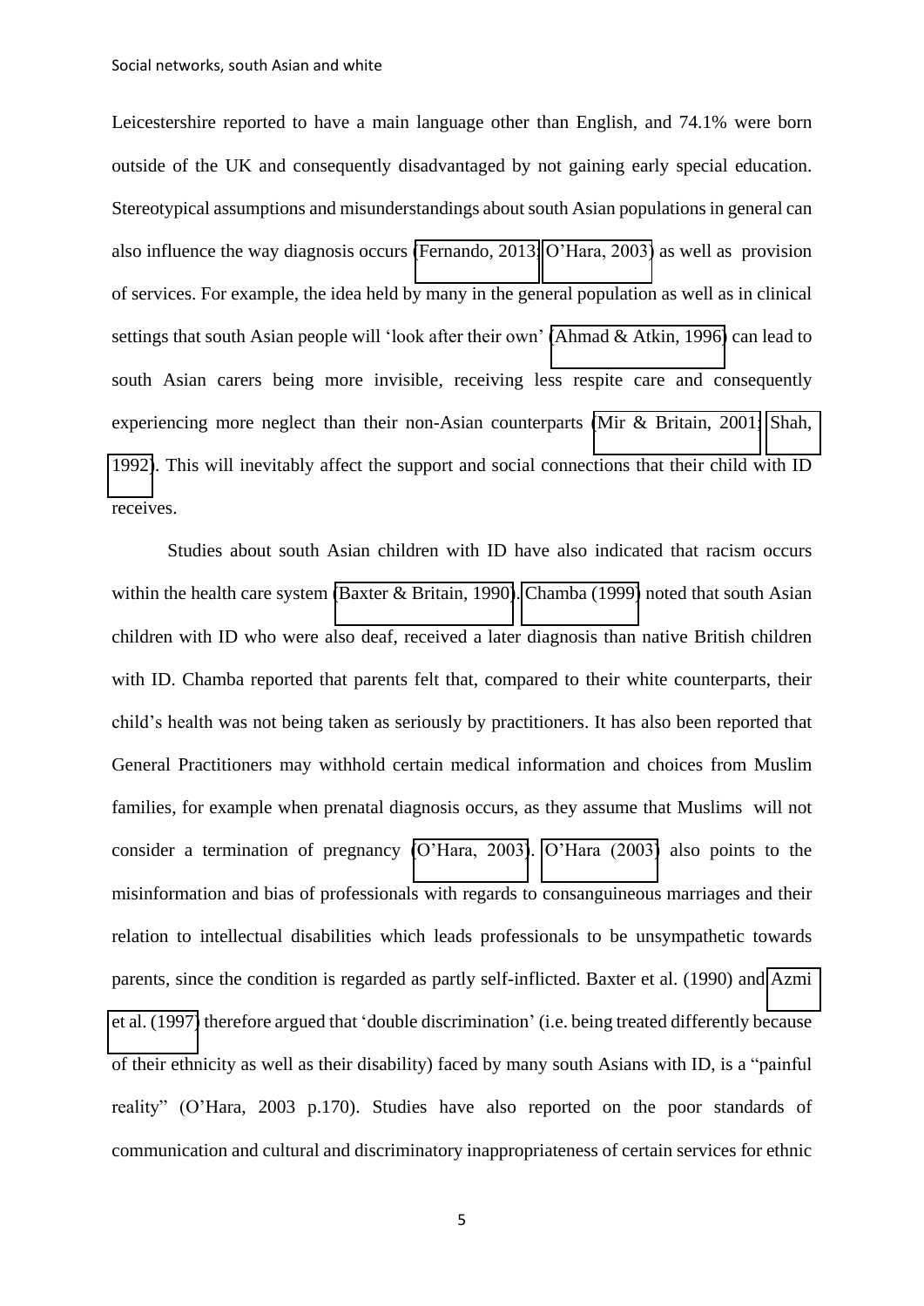Leicestershire reported to have a main language other than English, and 74.1% were born outside of the UK and consequently disadvantaged by not gaining early special education. Stereotypical assumptions and misunderstandings about south Asian populations in general can also influence the way diagnosis occurs (Fernando, 2013; O'Hara, 2003) as well as provision of services. For example, the idea held by many in the general population as well as in clinical settings that south Asian people will 'look after their own' (Ahmad & Atkin, 1996) can lead to south Asian carers being more invisible, receiving less respite care and consequently experiencing more neglect than their non-Asian counterparts (Mir & Britain, 2001; Shah, 1992). This will inevitably affect the support and social connections that their child with ID receives.

Studies about south Asian children with ID have also indicated that racism occurs within the health care system (Baxter & Britain, 1990). Chamba (1999) noted that south Asian children with ID who were also deaf, received a later diagnosis than native British children with ID. Chamba reported that parents felt that, compared to their white counterparts, their child's health was not being taken as seriously by practitioners. It has also been reported that General Practitioners may withhold certain medical information and choices from Muslim families, for example when prenatal diagnosis occurs, as they assume that Muslims will not consider a termination of pregnancy (O'Hara, 2003). O'Hara (2003) also points to the misinformation and bias of professionals with regards to consanguineous marriages and their relation to intellectual disabilities which leads professionals to be unsympathetic towards parents, since the condition is regarded as partly self-inflicted. Baxter et al. (1990) and Azmi et al. (1997) therefore argued that 'double discrimination' (i.e. being treated differently because of their ethnicity as well as their disability) faced by many south Asians with ID, is a "painful reality" (O'Hara, 2003 p.170). Studies have also reported on the poor standards of communication and cultural and discriminatory inappropriateness of certain services for ethnic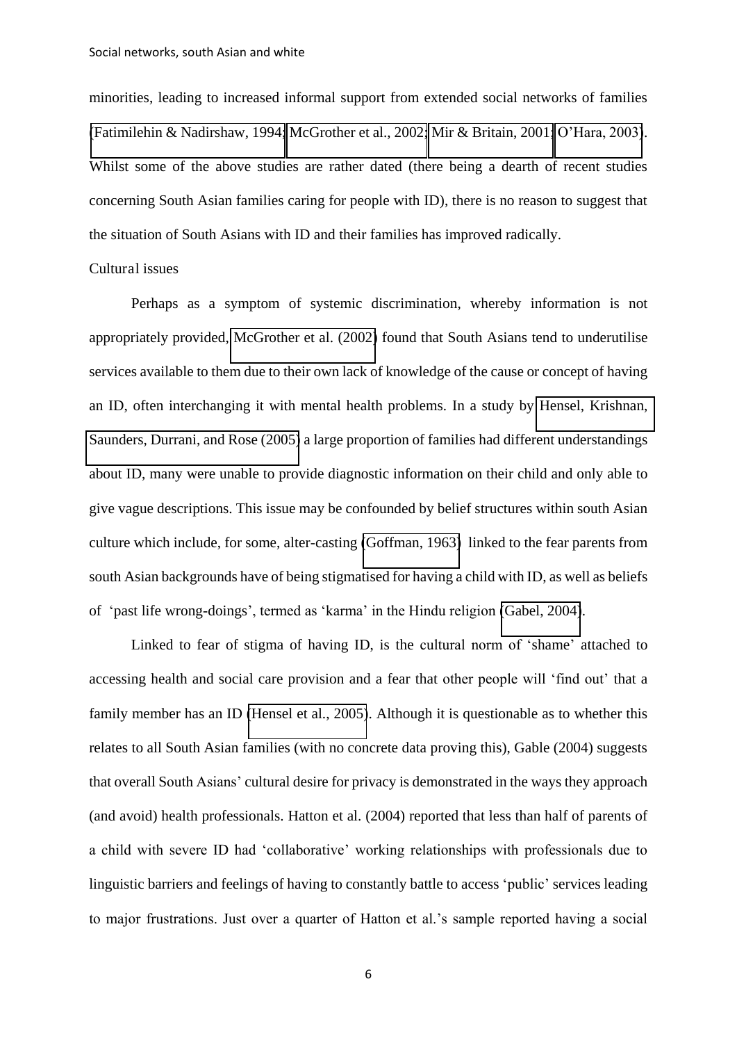minorities, leading to increased informal support from extended social networks of families (Fatimilehin & Nadirshaw, 1994; McGrother et al., 2002; Mir & Britain, 2001; O'Hara, 2003). Whilst some of the above studies are rather dated (there being a dearth of recent studies concerning South Asian families caring for people with ID), there is no reason to suggest that the situation of South Asians with ID and their families has improved radically.

## Cultural issues

Perhaps as a symptom of systemic discrimination, whereby information is not appropriately provided, McGrother et al. (2002) found that South Asians tend to underutilise services available to them due to their own lack of knowledge of the cause or concept of having an ID, often interchanging it with mental health problems. In a study by Hensel, Krishnan, Saunders, Durrani, and Rose (2005) a large proportion of families had different understandings about ID, many were unable to provide diagnostic information on their child and only able to give vague descriptions. This issue may be confounded by belief structures within south Asian culture which include, for some, alter-casting (Goffman, 1963) linked to the fear parents from south Asian backgrounds have of being stigmatised for having a child with ID, as well as beliefs of 'past life wrong-doings', termed as 'karma' in the Hindu religion (Gabel, 2004).

Linked to fear of stigma of having ID, is the cultural norm of 'shame' attached to accessing health and social care provision and a fear that other people will 'find out' that a family member has an ID (Hensel et al., 2005). Although it is questionable as to whether this relates to all South Asian families (with no concrete data proving this), Gable (2004) suggests that overall South Asians' cultural desire for privacy is demonstrated in the ways they approach (and avoid) health professionals. Hatton et al. (2004) reported that less than half of parents of a child with severe ID had 'collaborative' working relationships with professionals due to linguistic barriers and feelings of having to constantly battle to access 'public' services leading to major frustrations. Just over a quarter of Hatton et al.'s sample reported having a social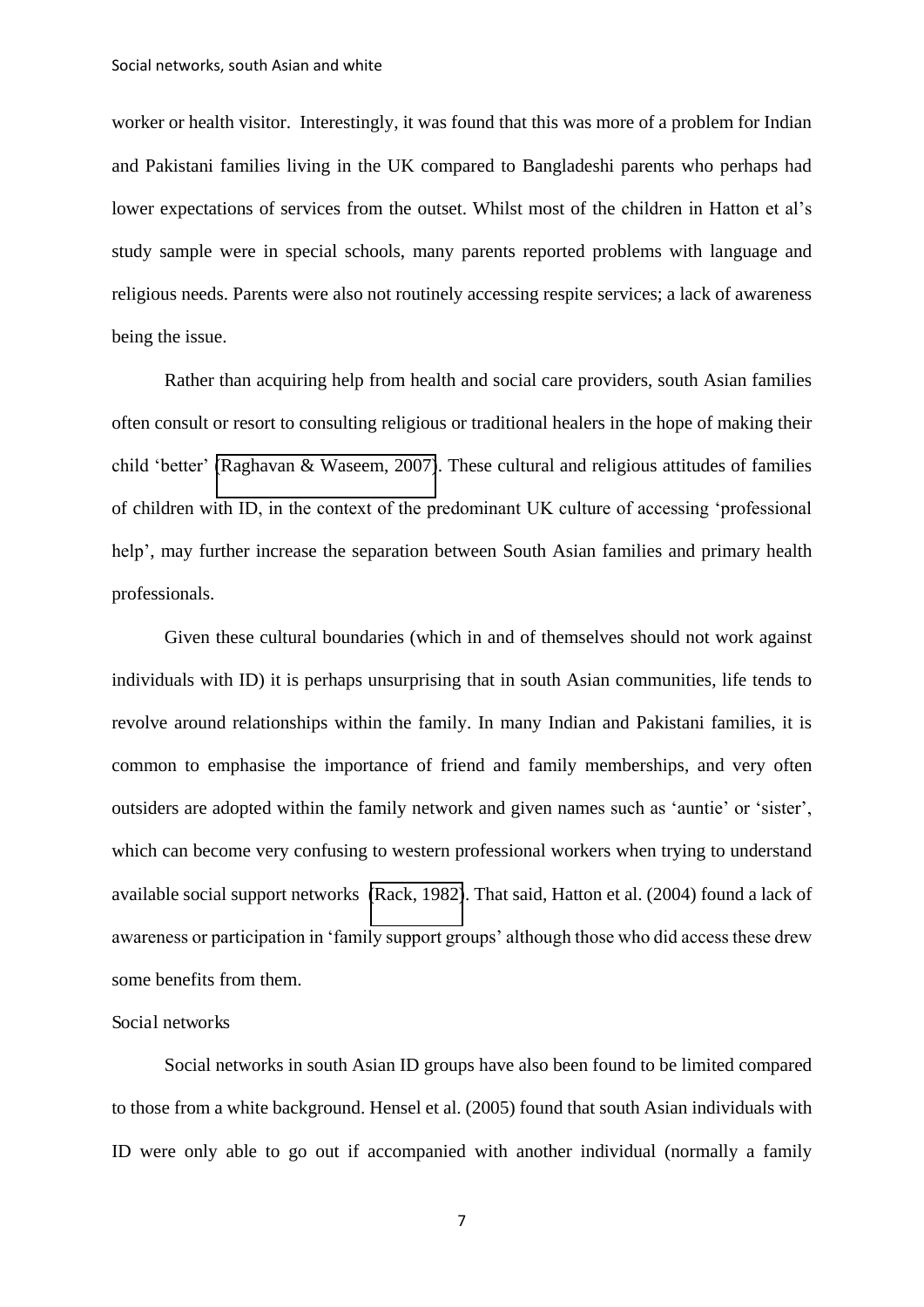worker or health visitor. Interestingly, it was found that this was more of a problem for Indian and Pakistani families living in the UK compared to Bangladeshi parents who perhaps had lower expectations of services from the outset. Whilst most of the children in Hatton et al's study sample were in special schools, many parents reported problems with language and religious needs. Parents were also not routinely accessing respite services; a lack of awareness being the issue.

Rather than acquiring help from health and social care providers, south Asian families often consult or resort to consulting religious or traditional healers in the hope of making their child 'better' (Raghavan & Waseem, 2007). These cultural and religious attitudes of families of children with ID, in the context of the predominant UK culture of accessing 'professional help', may further increase the separation between South Asian families and primary health professionals.

Given these cultural boundaries (which in and of themselves should not work against individuals with ID) it is perhaps unsurprising that in south Asian communities, life tends to revolve around relationships within the family. In many Indian and Pakistani families, it is common to emphasise the importance of friend and family memberships, and very often outsiders are adopted within the family network and given names such as 'auntie' or 'sister', which can become very confusing to western professional workers when trying to understand available social support networks (Rack, 1982). That said, Hatton et al. (2004) found a lack of awareness or participation in 'family support groups' although those who did access these drew some benefits from them.

## Social networks

Social networks in south Asian ID groups have also been found to be limited compared to those from a white background. Hensel et al. (2005) found that south Asian individuals with ID were only able to go out if accompanied with another individual (normally a family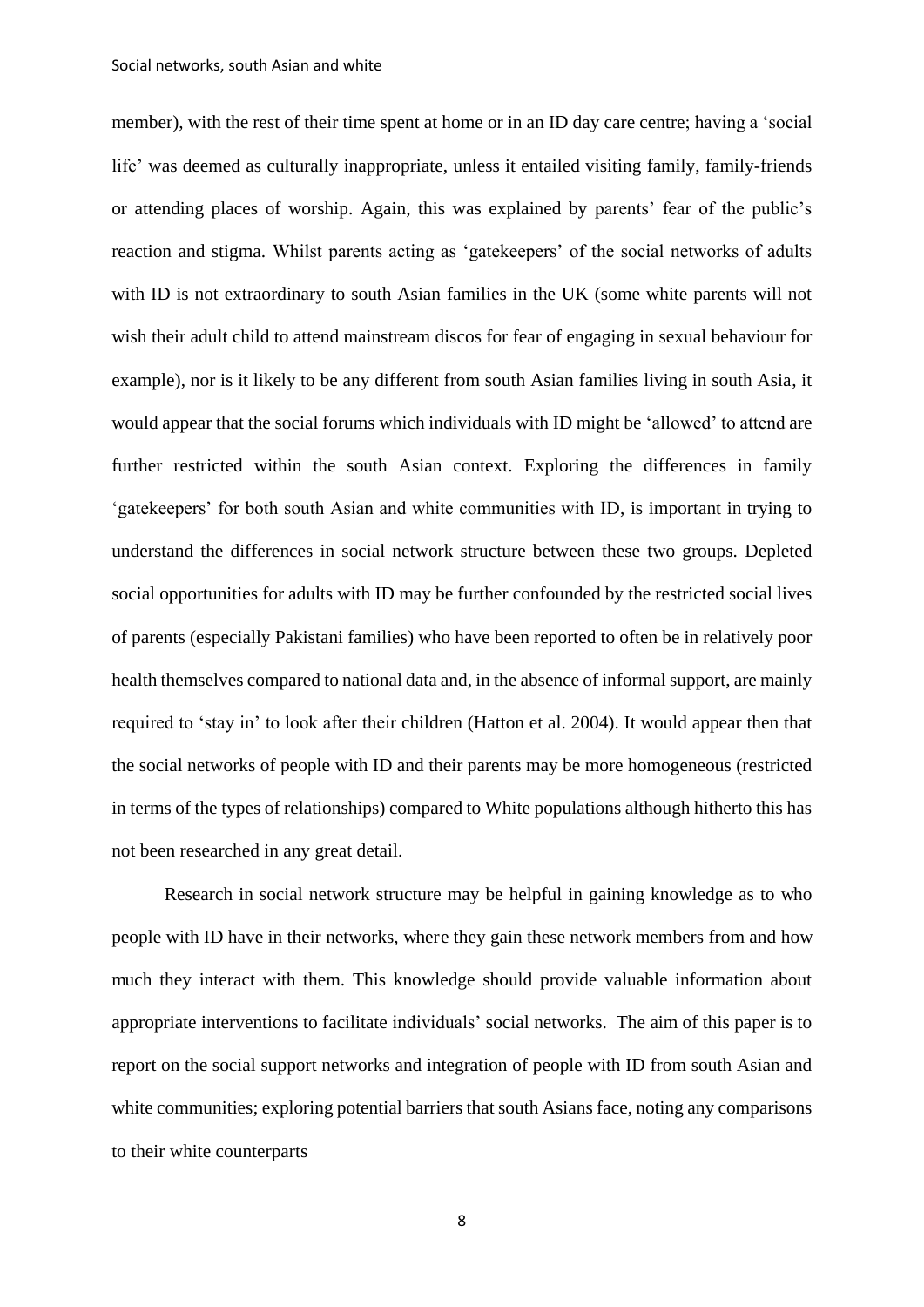member), with the rest of their time spent at home or in an ID day care centre; having a 'social life' was deemed as culturally inappropriate, unless it entailed visiting family, family-friends or attending places of worship. Again, this was explained by parents' fear of the public's reaction and stigma. Whilst parents acting as 'gatekeepers' of the social networks of adults with ID is not extraordinary to south Asian families in the UK (some white parents will not wish their adult child to attend mainstream discos for fear of engaging in sexual behaviour for example), nor is it likely to be any different from south Asian families living in south Asia, it would appear that the social forums which individuals with ID might be 'allowed' to attend are further restricted within the south Asian context. Exploring the differences in family 'gatekeepers' for both south Asian and white communities with ID, is important in trying to understand the differences in social network structure between these two groups. Depleted social opportunities for adults with ID may be further confounded by the restricted social lives of parents (especially Pakistani families) who have been reported to often be in relatively poor health themselves compared to national data and, in the absence of informal support, are mainly required to 'stay in' to look after their children (Hatton et al. 2004). It would appear then that the social networks of people with ID and their parents may be more homogeneous (restricted in terms of the types of relationships) compared to White populations although hitherto this has not been researched in any great detail.

Research in social network structure may be helpful in gaining knowledge as to who people with ID have in their networks, where they gain these network members from and how much they interact with them. This knowledge should provide valuable information about appropriate interventions to facilitate individuals' social networks. The aim of this paper is to report on the social support networks and integration of people with ID from south Asian and white communities; exploring potential barriers that south Asians face, noting any comparisons to their white counterparts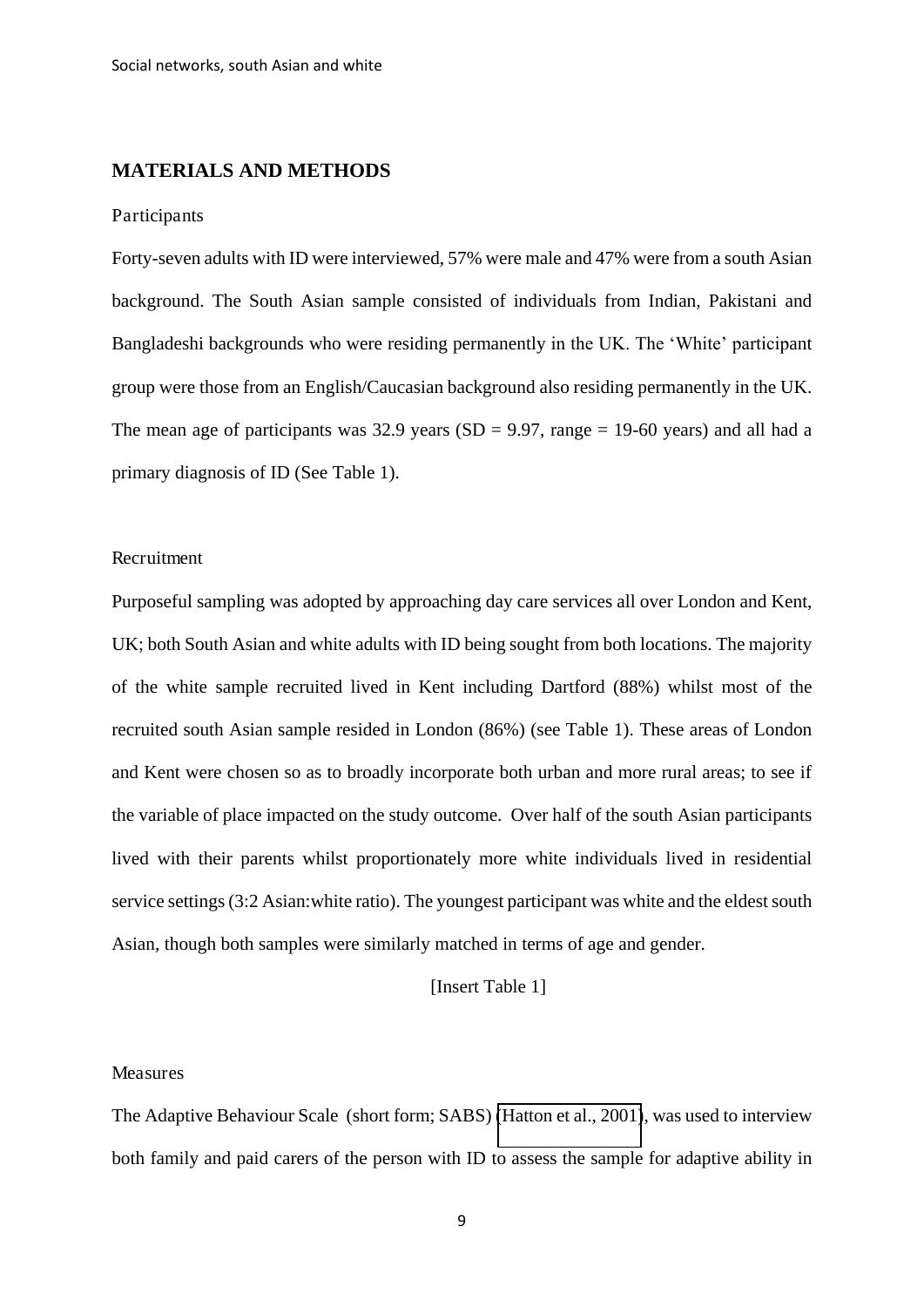## MATERIALS AND METHODS

### Participants

Forty-seven adults with ID were interviewed, 57% were male and 47% were from a south Asian background. The South Asian sample consisted of individuals from Indian, Pakistani and Bangladeshi backgrounds who were residing permanently in the UK. The 'White' participant group were those from an English/Caucasian background also residing permanently in the UK. The mean age of participants was 32.9 years (SD = 9.97, range = 19-60 years) and all had a primary diagnosis of ID (See Table 1).

### Recruitment

Purposeful sampling was adopted by approaching day care services all over London and Kent, UK; both South Asian and white adults with ID being sought from both locations. The majority of the white sample recruited lived in Kent including Dartford (88%) whilst most of the recruited south Asian sample resided in London (86%) (see Table 1). These areas of London and Kent were chosen so as to broadly incorporate both urban and more rural areas; to see if the variable of place impacted on the study outcome. Over half of the south Asian participants lived with their parents whilst proportionately more white individuals lived in residential service settings (3:2 Asian:white ratio). The youngest participant was white and the eldest south Asian, though both samples were similarly matched in terms of age and gender.

[Insert Table 1]

### Measures

The Adaptive Behaviour Scale (short form; SABS) (Hatton et al., 2001), was used to interview both family and paid carers of the person with ID to assess the sample for adaptive ability in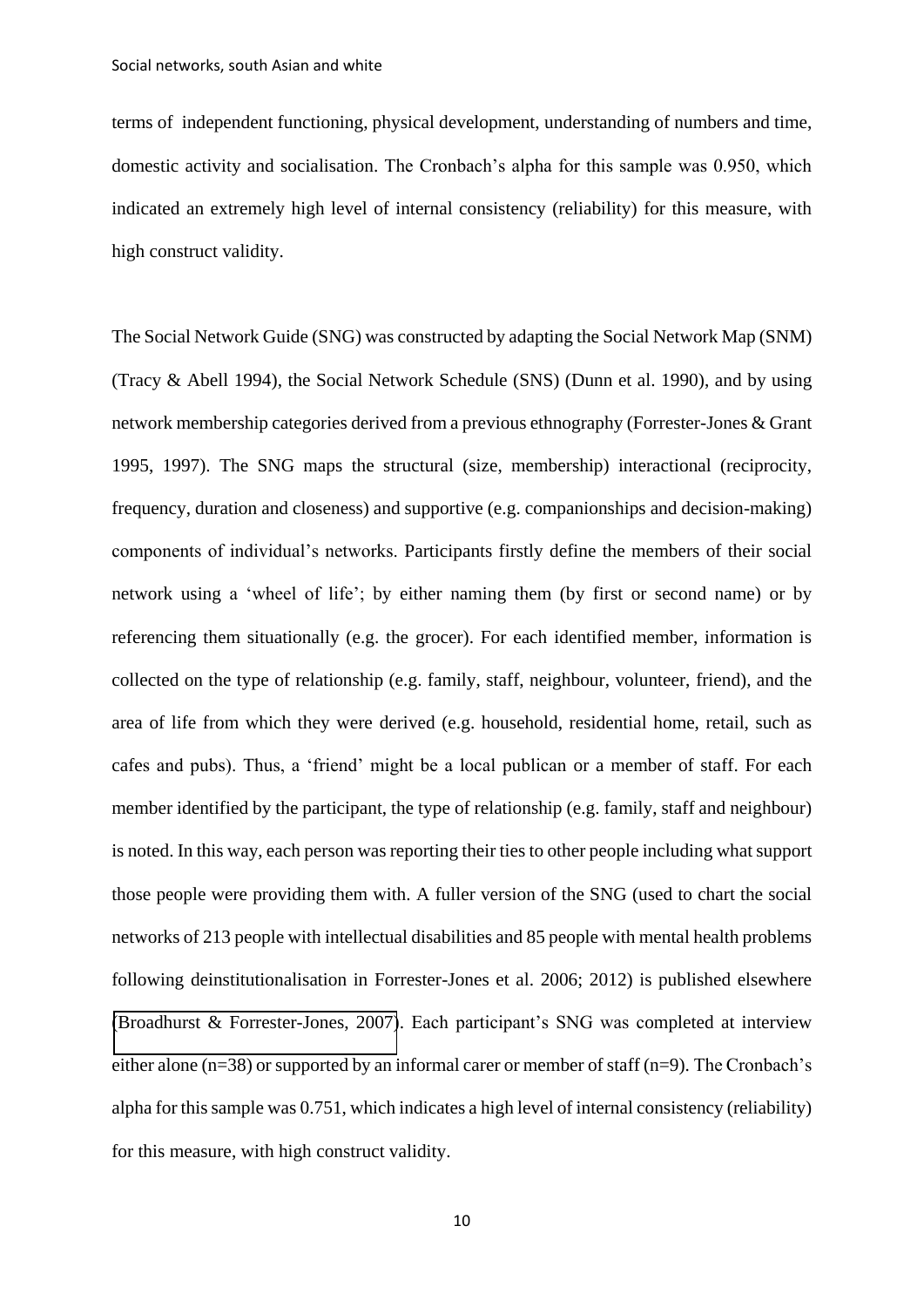terms of independent functioning, physical development, understanding of numbers and time, domestic activity and socialisation. The Cronbach's alpha for this sample was 0.950, which indicated an extremely high level of internal consistency (reliability) for this measure, with high construct validity.

The Social Network Guide (SNG) was constructed by adapting the Social Network Map (SNM) (Tracy & Abell 1994), the Social Network Schedule (SNS) (Dunn et al. 1990), and by using network membership categories derived from a previous ethnography (Forrester-Jones & Grant 1995, 1997). The SNG maps the structural (size, membership) interactional (reciprocity, frequency, duration and closeness) and supportive (e.g. companionships and decision-making) components of individual's networks. Participants firstly define the members of their social network using a 'wheel of life'; by either naming them (by first or second name) or by referencing them situationally (e.g. the grocer). For each identified member, information is collected on the type of relationship (e.g. family, staff, neighbour, volunteer, friend), and the area of life from which they were derived (e.g. household, residential home, retail, such as cafes and pubs). Thus, a 'friend' might be a local publican or a member of staff. For each member identified by the participant, the type of relationship (e.g. family, staff and neighbour) is noted. In this way, each person was reporting their ties to other people including what support those people were providing them with. A fuller version of the SNG (used to chart the social networks of 213 people with intellectual disabilities and 85 people with mental health problems following deinstitutionalisation in Forrester-Jones et al. 2006; 2012) is published elsewhere (Broadhurst & Forrester-Jones, 2007). Each participant's SNG was completed at interview either alone (n=38) or supported by an informal carer or member of staff (n=9). The Cronbach's alpha for this sample was 0.751, which indicates a high level of internal consistency (reliability) for this measure, with high construct validity.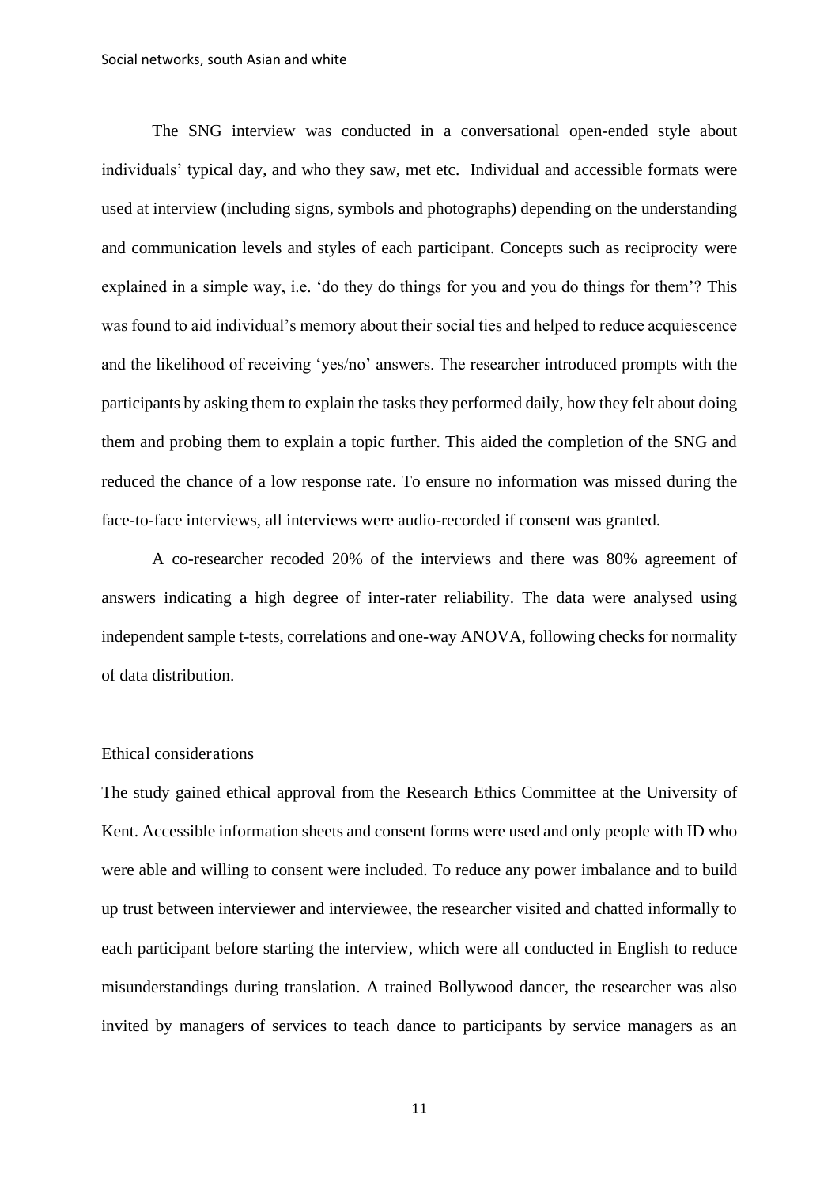The SNG interview was conducted in a conversational open-ended style about individuals' typical day, and who they saw, met etc. Individual and accessible formats were used at interview (including signs, symbols and photographs) depending on the understanding and communication levels and styles of each participant. Concepts such as reciprocity were explained in a simple way, i.e. 'do they do things for you and you do things for them'? This was found to aid individual's memory about their social ties and helped to reduce acquiescence and the likelihood of receiving 'yes/no' answers. The researcher introduced prompts with the participants by asking them to explain the tasks they performed daily, how they felt about doing them and probing them to explain a topic further. This aided the completion of the SNG and reduced the chance of a low response rate. To ensure no information was missed during the face-to-face interviews, all interviews were audio-recorded if consent was granted.

A co-researcher recoded 20% of the interviews and there was 80% agreement of answers indicating a high degree of inter-rater reliability. The data were analysed using independent sample t-tests, correlations and one-way ANOVA, following checks for normality of data distribution.

## Ethical considerations

The study gained ethical approval from the Research Ethics Committee at the University of Kent. Accessible information sheets and consent forms were used and only people with ID who were able and willing to consent were included. To reduce any power imbalance and to build up trust between interviewer and interviewee, the researcher visited and chatted informally to each participant before starting the interview, which were all conducted in English to reduce misunderstandings during translation. A trained Bollywood dancer, the researcher was also invited by managers of services to teach dance to participants by service managers as an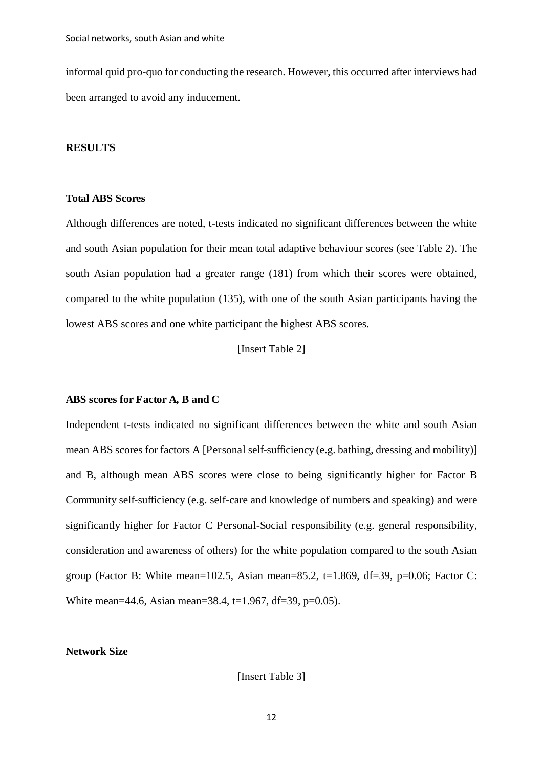informal quid pro-quo for conducting the research. However, this occurred after interviews had been arranged to avoid any inducement.

## RESULTS

### Total ABS Scores

Although differences are noted, t-tests indicated no significant differences between the white and south Asian population for their mean total adaptive behaviour scores (see Table 2). The south Asian population had a greater range (181) from which their scores were obtained, compared to the white population (135), with one of the south Asian participants having the lowest ABS scores and one white participant the highest ABS scores.

[Insert Table 2]

### ABS scores for Factor A, B and C

Independent t-tests indicated no significant differences between the white and south Asian mean ABS scores for factors A [Personal self-sufficiency (e.g. bathing, dressing and mobility)] and B, although mean ABS scores were close to being significantly higher for Factor B Community self-sufficiency (e.g. self-care and knowledge of numbers and speaking) and were significantly higher for Factor C Personal-Social responsibility (e.g. general responsibility, consideration and awareness of others) for the white population compared to the south Asian group (Factor B: White mean=102.5, Asian mean=85.2, $t=1.869$, $df=39$, $p=0.06$; Factor C: White mean=44.6, Asian mean=38.4, $t=1.967$, $df=39$, $p=0.05$).

### Network Size

[Insert Table 3]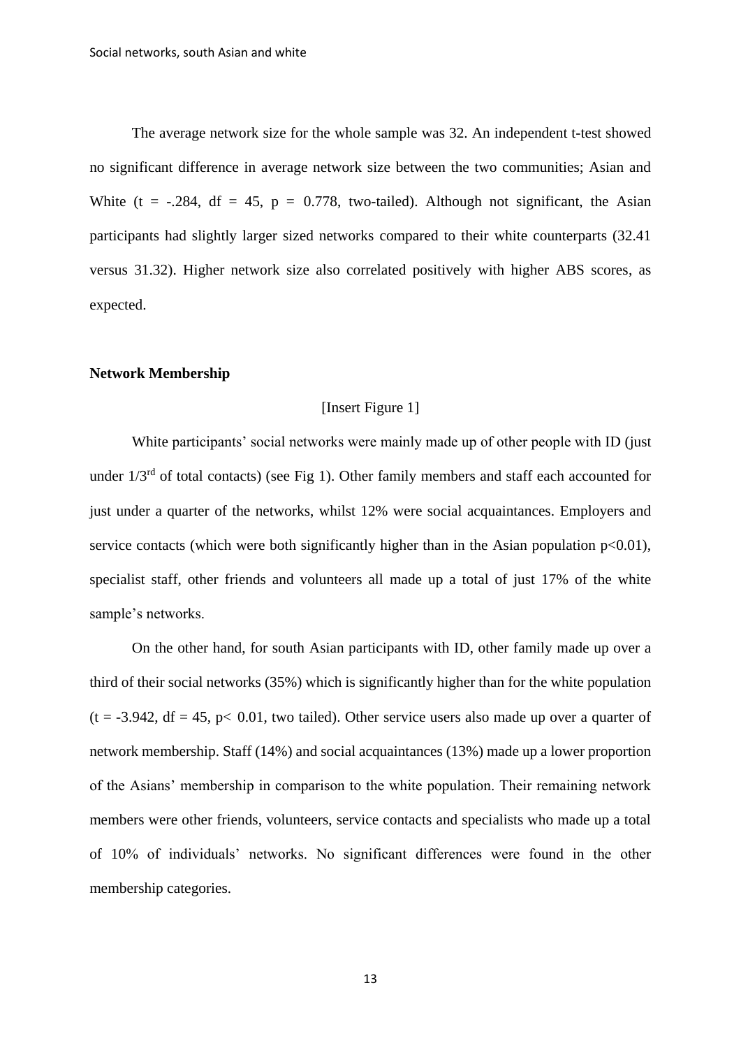The average network size for the whole sample was 32. An independent t-test showed no significant difference in average network size between the two communities; Asian and White ($t = -.284$, $df = 45$, $p = 0.778$, two-tailed). Although not significant, the Asian participants had slightly larger sized networks compared to their white counterparts (32.41 versus 31.32). Higher network size also correlated positively with higher ABS scores, as expected.

**Network Membership**

[Insert Figure 1]

White participants' social networks were mainly made up of other people with ID (just under 1/3rd of total contacts) (see Fig 1). Other family members and staff each accounted for just under a quarter of the networks, whilst 12% were social acquaintances. Employers and service contacts (which were both significantly higher than in the Asian population $p<0.01$), specialist staff, other friends and volunteers all made up a total of just 17% of the white sample's networks.

On the other hand, for south Asian participants with ID, other family made up over a third of their social networks (35%) which is significantly higher than for the white population ($t = -3.942$, $df = 45$, $p< 0.01$, two tailed). Other service users also made up over a quarter of network membership. Staff (14%) and social acquaintances (13%) made up a lower proportion of the Asians' membership in comparison to the white population. Their remaining network members were other friends, volunteers, service contacts and specialists who made up a total of 10% of individuals' networks. No significant differences were found in the other membership categories.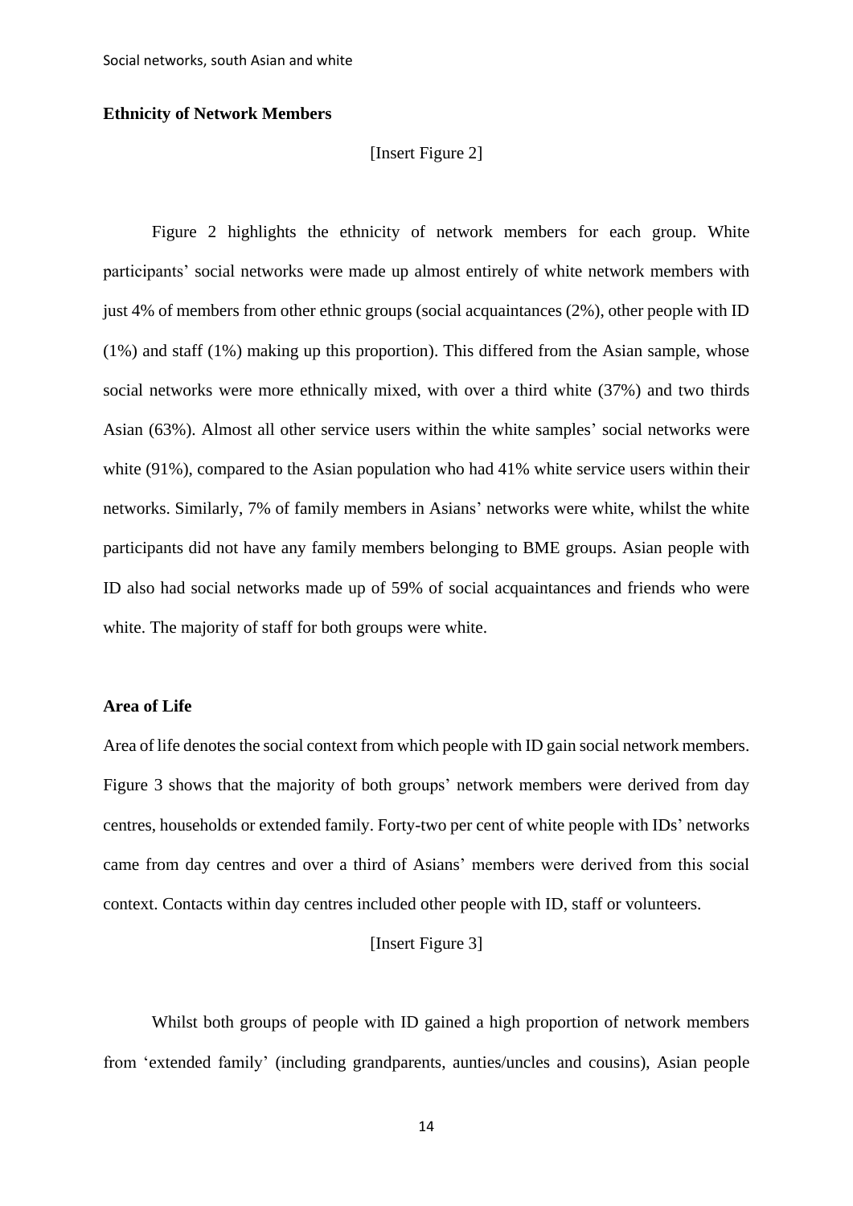**Ethnicity of Network Members**

[Insert Figure 2]

Figure 2 highlights the ethnicity of network members for each group. White participants' social networks were made up almost entirely of white network members with just 4% of members from other ethnic groups (social acquaintances (2%), other people with ID (1%) and staff (1%) making up this proportion). This differed from the Asian sample, whose social networks were more ethnically mixed, with over a third white (37%) and two thirds Asian (63%). Almost all other service users within the white samples' social networks were white (91%), compared to the Asian population who had 41% white service users within their networks. Similarly, 7% of family members in Asians' networks were white, whilst the white participants did not have any family members belonging to BME groups. Asian people with ID also had social networks made up of 59% of social acquaintances and friends who were white. The majority of staff for both groups were white.

**Area of Life**

Area of life denotes the social context from which people with ID gain social network members. Figure 3 shows that the majority of both groups' network members were derived from day centres, households or extended family. Forty-two per cent of white people with IDs' networks came from day centres and over a third of Asians' members were derived from this social context. Contacts within day centres included other people with ID, staff or volunteers.

[Insert Figure 3]

Whilst both groups of people with ID gained a high proportion of network members from 'extended family' (including grandparents, aunties/uncles and cousins), Asian people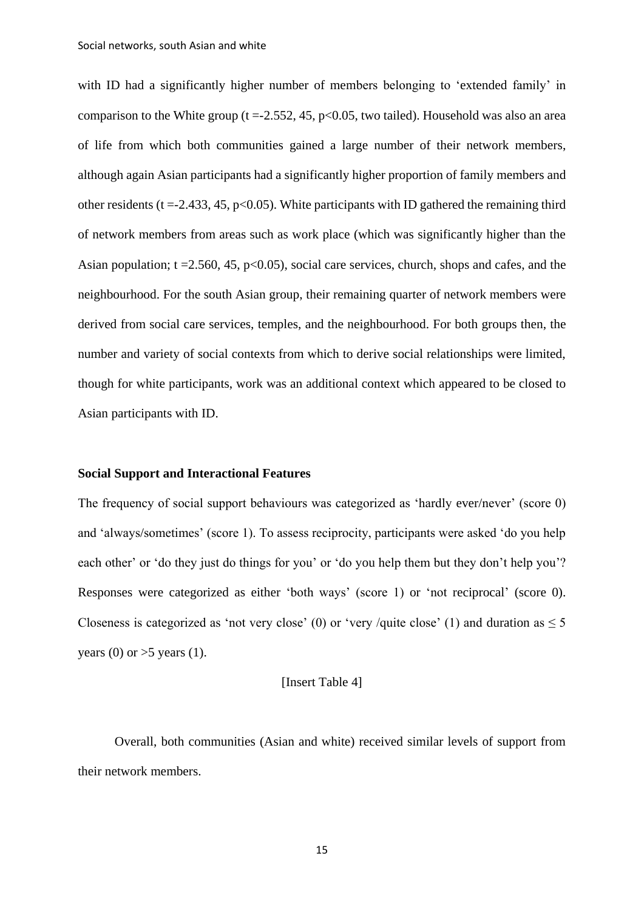with ID had a significantly higher number of members belonging to 'extended family' in comparison to the White group ($t = -2.552$, 45, $p < 0.05$, two tailed). Household was also an area of life from which both communities gained a large number of their network members, although again Asian participants had a significantly higher proportion of family members and other residents ($t = -2.433$, 45, $p < 0.05$). White participants with ID gathered the remaining third of network members from areas such as work place (which was significantly higher than the Asian population; $t = 2.560$, 45, $p < 0.05$), social care services, church, shops and cafes, and the neighbourhood. For the south Asian group, their remaining quarter of network members were derived from social care services, temples, and the neighbourhood. For both groups then, the number and variety of social contexts from which to derive social relationships were limited, though for white participants, work was an additional context which appeared to be closed to Asian participants with ID.

**Social Support and Interactional Features**

The frequency of social support behaviours was categorized as 'hardly ever/never' (score 0) and 'always/sometimes' (score 1). To assess reciprocity, participants were asked 'do you help each other' or 'do they just do things for you' or 'do you help them but they don't help you'? Responses were categorized as either 'both ways' (score 1) or 'not reciprocal' (score 0). Closeness is categorized as 'not very close' (0) or 'very /quite close' (1) and duration as $\leq 5$ years (0) or $>5$ years (1).

[Insert Table 4]

Overall, both communities (Asian and white) received similar levels of support from their network members.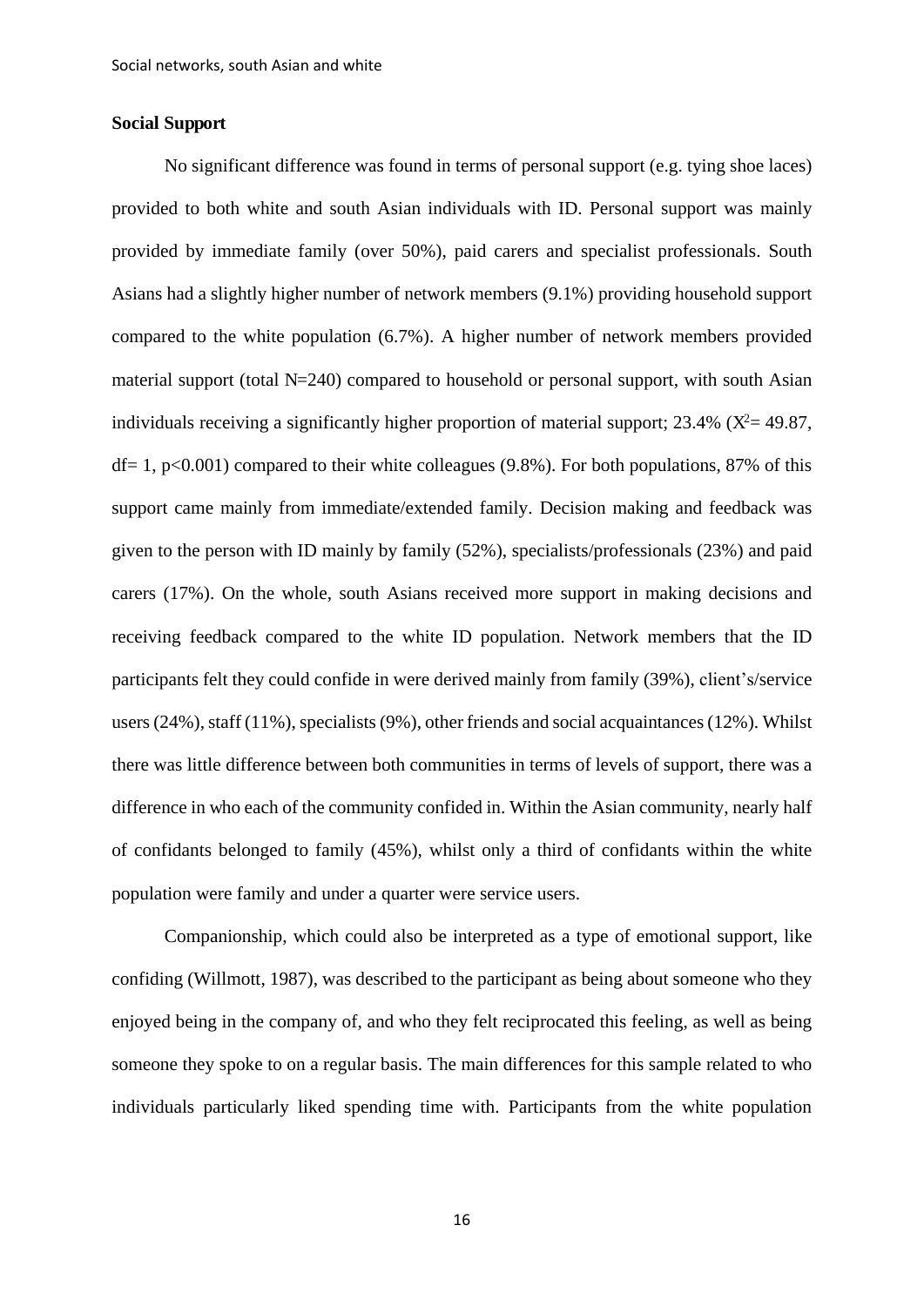**Social Support**

No significant difference was found in terms of personal support (e.g. tying shoe laces) provided to both white and south Asian individuals with ID. Personal support was mainly provided by immediate family (over 50%), paid carers and specialist professionals. South Asians had a slightly higher number of network members (9.1%) providing household support compared to the white population (6.7%). A higher number of network members provided material support (total N=240) compared to household or personal support, with south Asian individuals receiving a significantly higher proportion of material support; 23.4% ($X^2$= 49.87, df= 1, $p<0.001$) compared to their white colleagues (9.8%). For both populations, 87% of this support came mainly from immediate/extended family. Decision making and feedback was given to the person with ID mainly by family (52%), specialists/professionals (23%) and paid carers (17%). On the whole, south Asians received more support in making decisions and receiving feedback compared to the white ID population. Network members that the ID participants felt they could confide in were derived mainly from family (39%), client's/service users (24%), staff (11%), specialists (9%), other friends and social acquaintances (12%). Whilst there was little difference between both communities in terms of levels of support, there was a difference in who each of the community confided in. Within the Asian community, nearly half of confidants belonged to family (45%), whilst only a third of confidants within the white population were family and under a quarter were service users.

Companionship, which could also be interpreted as a type of emotional support, like confiding (Willmott, 1987), was described to the participant as being about someone who they enjoyed being in the company of, and who they felt reciprocated this feeling, as well as being someone they spoke to on a regular basis. The main differences for this sample related to who individuals particularly liked spending time with. Participants from the white population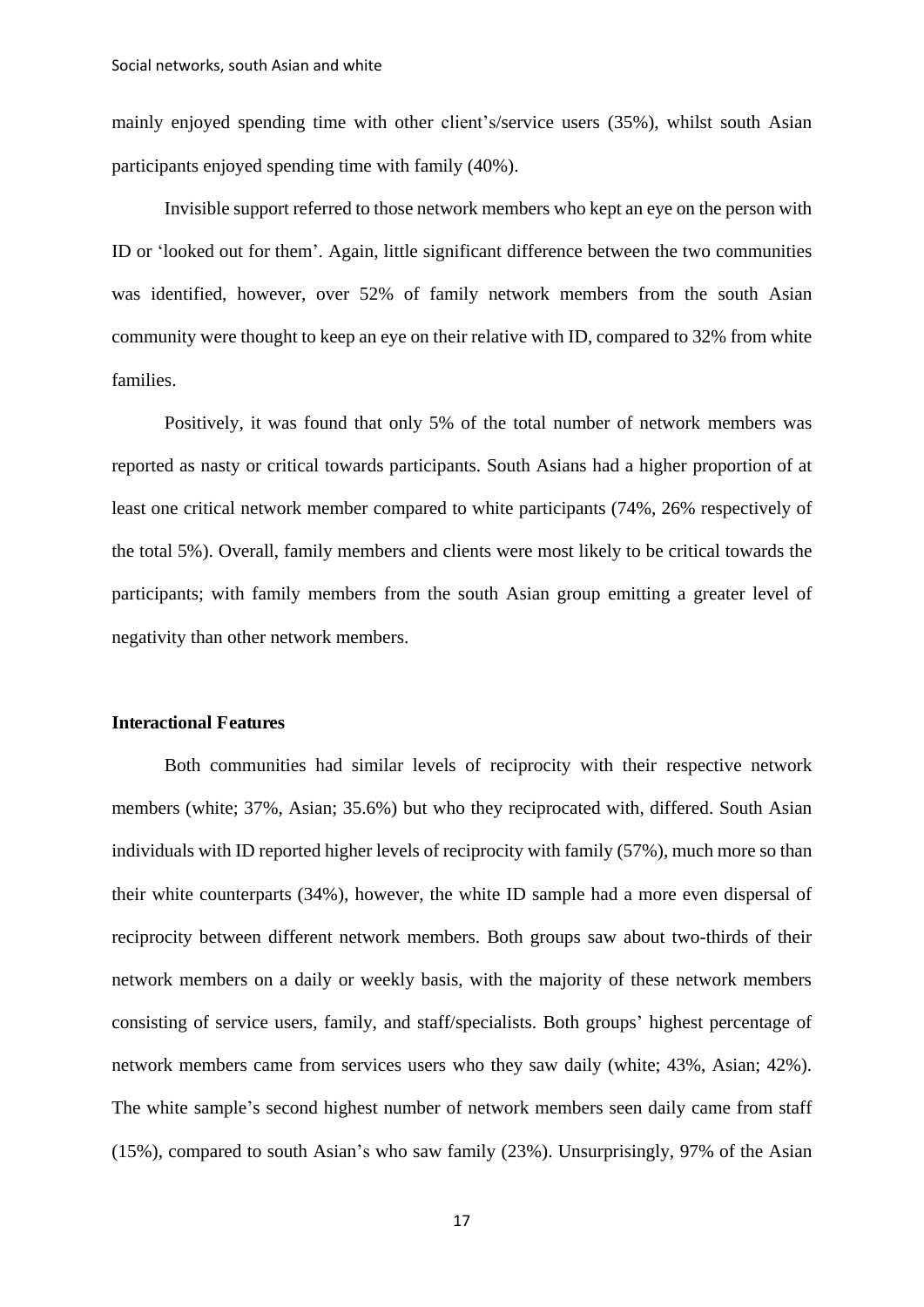mainly enjoyed spending time with other client's/service users (35%), whilst south Asian participants enjoyed spending time with family (40%).

Invisible support referred to those network members who kept an eye on the person with ID or 'looked out for them'. Again, little significant difference between the two communities was identified, however, over 52% of family network members from the south Asian community were thought to keep an eye on their relative with ID, compared to 32% from white families.

Positively, it was found that only 5% of the total number of network members was reported as nasty or critical towards participants. South Asians had a higher proportion of at least one critical network member compared to white participants (74%, 26% respectively of the total 5%). Overall, family members and clients were most likely to be critical towards the participants; with family members from the south Asian group emitting a greater level of negativity than other network members.

**Interactional Features**

Both communities had similar levels of reciprocity with their respective network members (white; 37%, Asian; 35.6%) but who they reciprocated with, differed. South Asian individuals with ID reported higher levels of reciprocity with family (57%), much more so than their white counterparts (34%), however, the white ID sample had a more even dispersal of reciprocity between different network members. Both groups saw about two-thirds of their network members on a daily or weekly basis, with the majority of these network members consisting of service users, family, and staff/specialists. Both groups' highest percentage of network members came from services users who they saw daily (white; 43%, Asian; 42%). The white sample's second highest number of network members seen daily came from staff (15%), compared to south Asian's who saw family (23%). Unsurprisingly, 97% of the Asian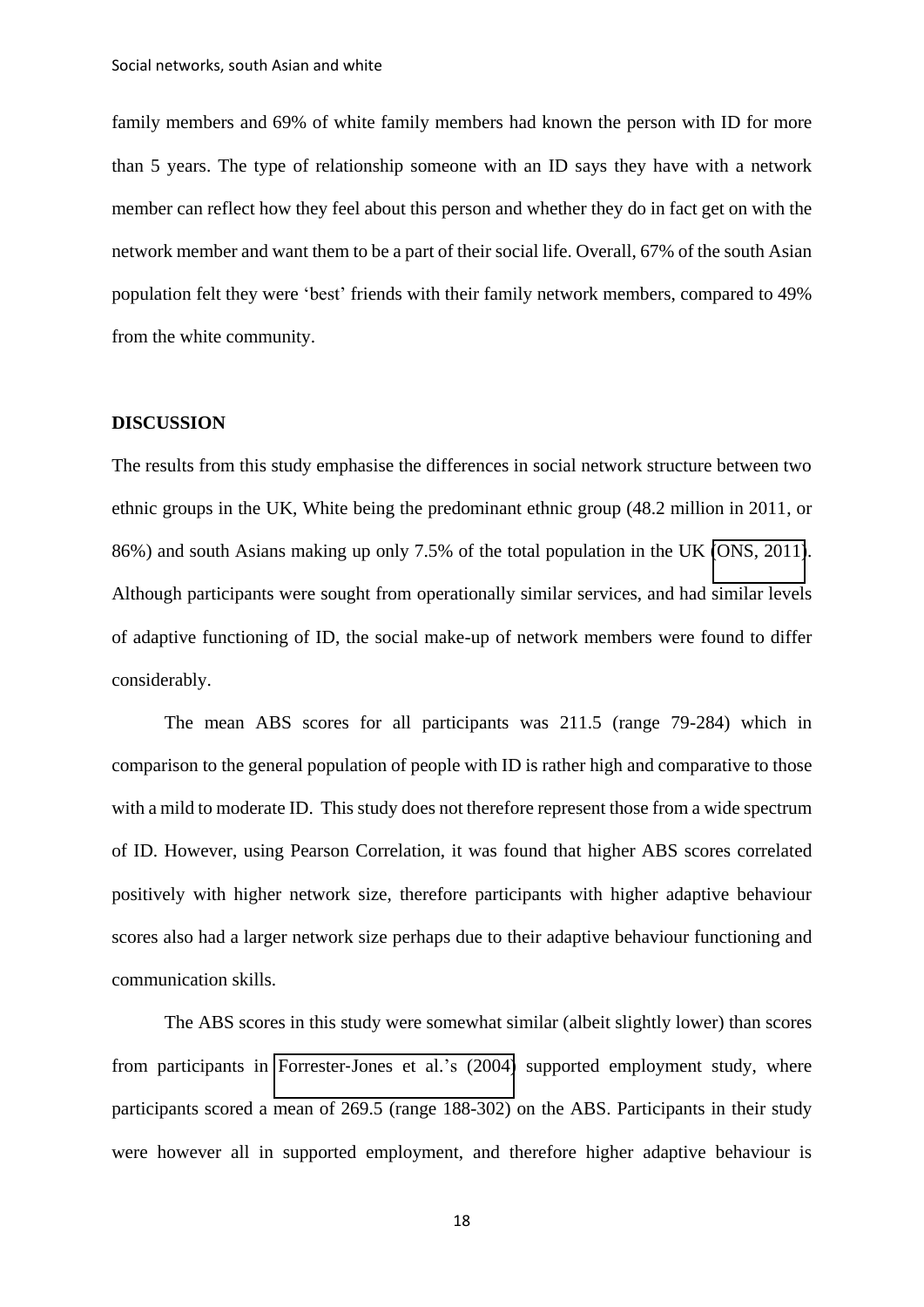family members and 69% of white family members had known the person with ID for more than 5 years. The type of relationship someone with an ID says they have with a network member can reflect how they feel about this person and whether they do in fact get on with the network member and want them to be a part of their social life. Overall, 67% of the south Asian population felt they were 'best' friends with their family network members, compared to 49% from the white community.

## DISCUSSION

The results from this study emphasise the differences in social network structure between two ethnic groups in the UK, White being the predominant ethnic group (48.2 million in 2011, or 86%) and south Asians making up only 7.5% of the total population in the UK (ONS, 2011). Although participants were sought from operationally similar services, and had similar levels of adaptive functioning of ID, the social make-up of network members were found to differ considerably.

The mean ABS scores for all participants was 211.5 (range 79-284) which in comparison to the general population of people with ID is rather high and comparative to those with a mild to moderate ID. This study does not therefore represent those from a wide spectrum of ID. However, using Pearson Correlation, it was found that higher ABS scores correlated positively with higher network size, therefore participants with higher adaptive behaviour scores also had a larger network size perhaps due to their adaptive behaviour functioning and communication skills.

The ABS scores in this study were somewhat similar (albeit slightly lower) than scores from participants in Forrester-Jones et al.'s (2004) supported employment study, where participants scored a mean of 269.5 (range 188-302) on the ABS. Participants in their study were however all in supported employment, and therefore higher adaptive behaviour is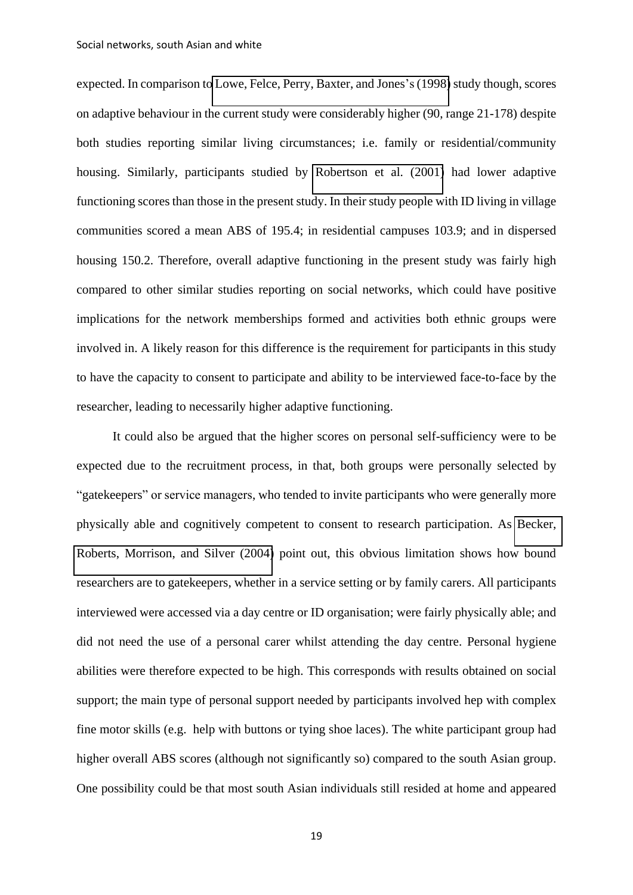expected. In comparison to Lowe, Felce, Perry, Baxter, and Jones's (1998) study though, scores on adaptive behaviour in the current study were considerably higher (90, range 21-178) despite both studies reporting similar living circumstances; i.e. family or residential/community housing. Similarly, participants studied by Robertson et al. (2001) had lower adaptive functioning scores than those in the present study. In their study people with ID living in village communities scored a mean ABS of 195.4; in residential campuses 103.9; and in dispersed housing 150.2. Therefore, overall adaptive functioning in the present study was fairly high compared to other similar studies reporting on social networks, which could have positive implications for the network memberships formed and activities both ethnic groups were involved in. A likely reason for this difference is the requirement for participants in this study to have the capacity to consent to participate and ability to be interviewed face-to-face by the researcher, leading to necessarily higher adaptive functioning.

It could also be argued that the higher scores on personal self-sufficiency were to be expected due to the recruitment process, in that, both groups were personally selected by "gatekeepers" or service managers, who tended to invite participants who were generally more physically able and cognitively competent to consent to research participation. As Becker, Roberts, Morrison, and Silver (2004) point out, this obvious limitation shows how bound researchers are to gatekeepers, whether in a service setting or by family carers. All participants interviewed were accessed via a day centre or ID organisation; were fairly physically able; and did not need the use of a personal carer whilst attending the day centre. Personal hygiene abilities were therefore expected to be high. This corresponds with results obtained on social support; the main type of personal support needed by participants involved hep with complex fine motor skills (e.g. help with buttons or tying shoe laces). The white participant group had higher overall ABS scores (although not significantly so) compared to the south Asian group. One possibility could be that most south Asian individuals still resided at home and appeared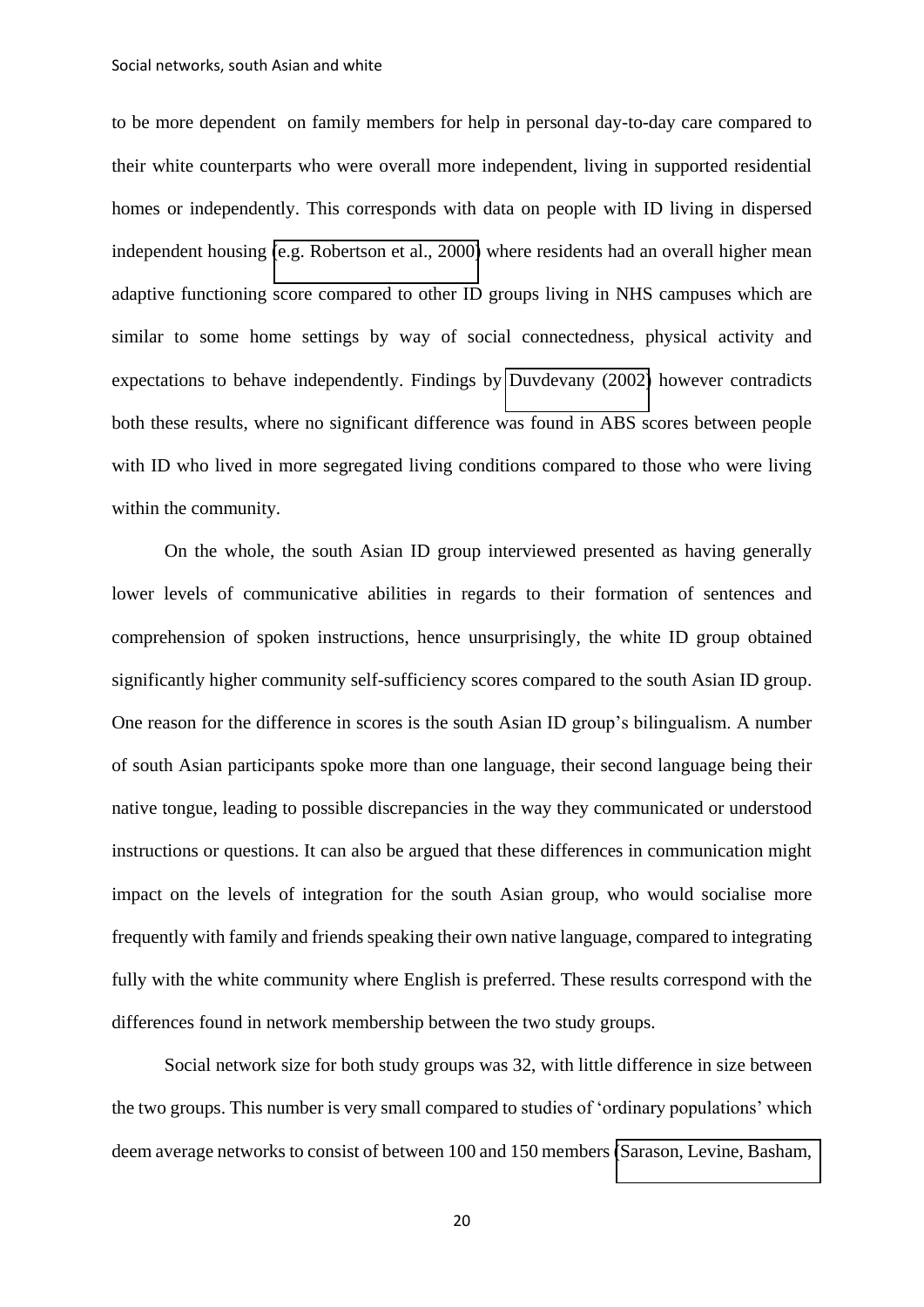to be more dependent on family members for help in personal day-to-day care compared to their white counterparts who were overall more independent, living in supported residential homes or independently. This corresponds with data on people with ID living in dispersed independent housing (e.g. Robertson et al., 2000) where residents had an overall higher mean adaptive functioning score compared to other ID groups living in NHS campuses which are similar to some home settings by way of social connectedness, physical activity and expectations to behave independently. Findings by Duvdevany (2002) however contradicts both these results, where no significant difference was found in ABS scores between people with ID who lived in more segregated living conditions compared to those who were living within the community.

On the whole, the south Asian ID group interviewed presented as having generally lower levels of communicative abilities in regards to their formation of sentences and comprehension of spoken instructions, hence unsurprisingly, the white ID group obtained significantly higher community self-sufficiency scores compared to the south Asian ID group. One reason for the difference in scores is the south Asian ID group's bilingualism. A number of south Asian participants spoke more than one language, their second language being their native tongue, leading to possible discrepancies in the way they communicated or understood instructions or questions. It can also be argued that these differences in communication might impact on the levels of integration for the south Asian group, who would socialise more frequently with family and friends speaking their own native language, compared to integrating fully with the white community where English is preferred. These results correspond with the differences found in network membership between the two study groups.

Social network size for both study groups was 32, with little difference in size between the two groups. This number is very small compared to studies of 'ordinary populations' which deem average networks to consist of between 100 and 150 members (Sarason, Levine, Basham,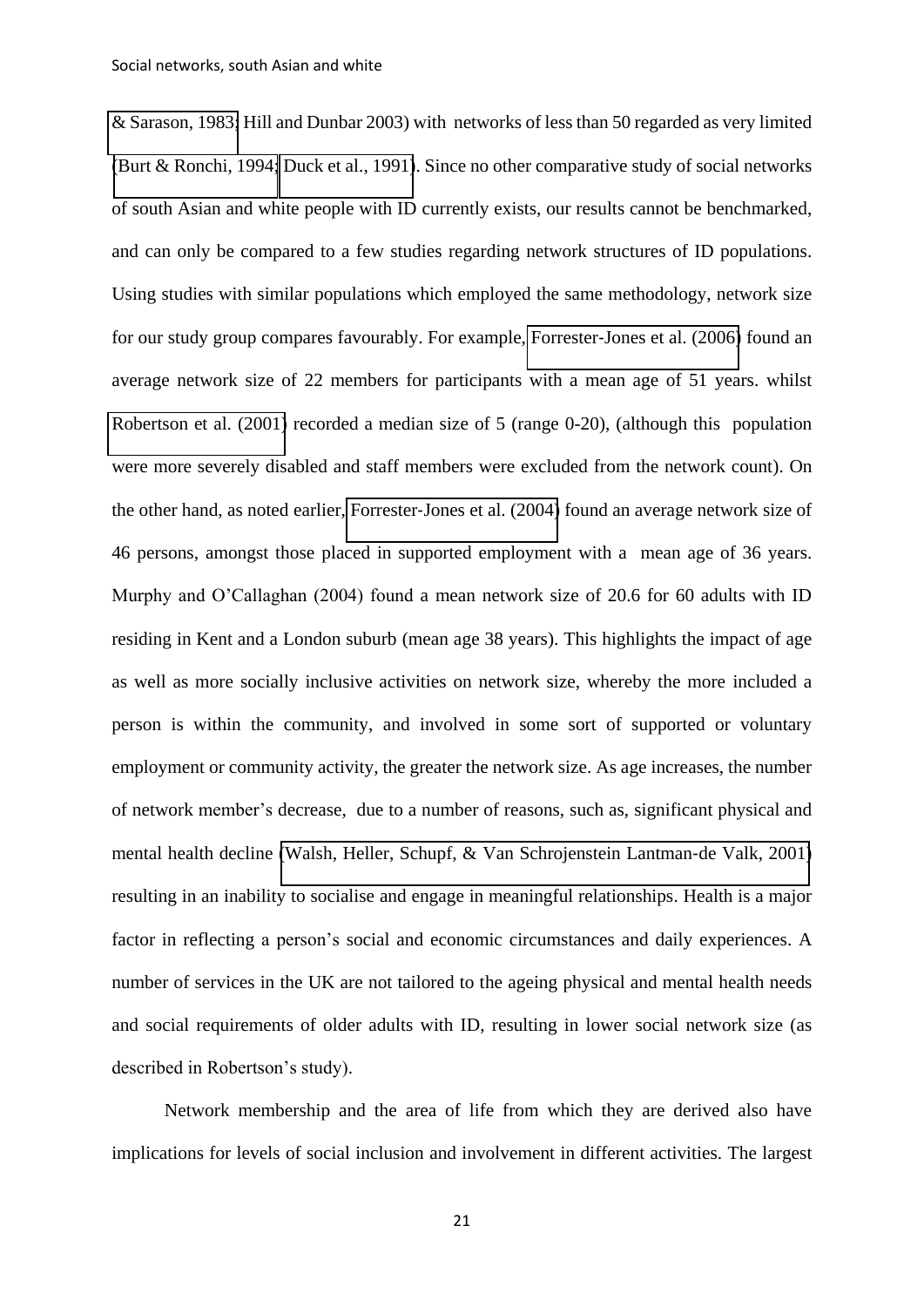& Sarason, 1983; Hill and Dunbar 2003) with networks of less than 50 regarded as very limited (Burt & Ronchi, 1994; Duck et al., 1991). Since no other comparative study of social networks of south Asian and white people with ID currently exists, our results cannot be benchmarked, and can only be compared to a few studies regarding network structures of ID populations. Using studies with similar populations which employed the same methodology, network size for our study group compares favourably. For example, Forrester-Jones et al. (2006) found an average network size of 22 members for participants with a mean age of 51 years. whilst Robertson et al. (2001) recorded a median size of 5 (range 0-20), (although this population were more severely disabled and staff members were excluded from the network count). On the other hand, as noted earlier, Forrester-Jones et al. (2004) found an average network size of 46 persons, amongst those placed in supported employment with a mean age of 36 years. Murphy and O'Callaghan (2004) found a mean network size of 20.6 for 60 adults with ID residing in Kent and a London suburb (mean age 38 years). This highlights the impact of age as well as more socially inclusive activities on network size, whereby the more included a person is within the community, and involved in some sort of supported or voluntary employment or community activity, the greater the network size. As age increases, the number of network member's decrease, due to a number of reasons, such as, significant physical and mental health decline (Walsh, Heller, Schupf, & Van Schrojenstein Lantman-de Valk, 2001) resulting in an inability to socialise and engage in meaningful relationships. Health is a major factor in reflecting a person's social and economic circumstances and daily experiences. A number of services in the UK are not tailored to the ageing physical and mental health needs and social requirements of older adults with ID, resulting in lower social network size (as described in Robertson's study).

Network membership and the area of life from which they are derived also have implications for levels of social inclusion and involvement in different activities. The largest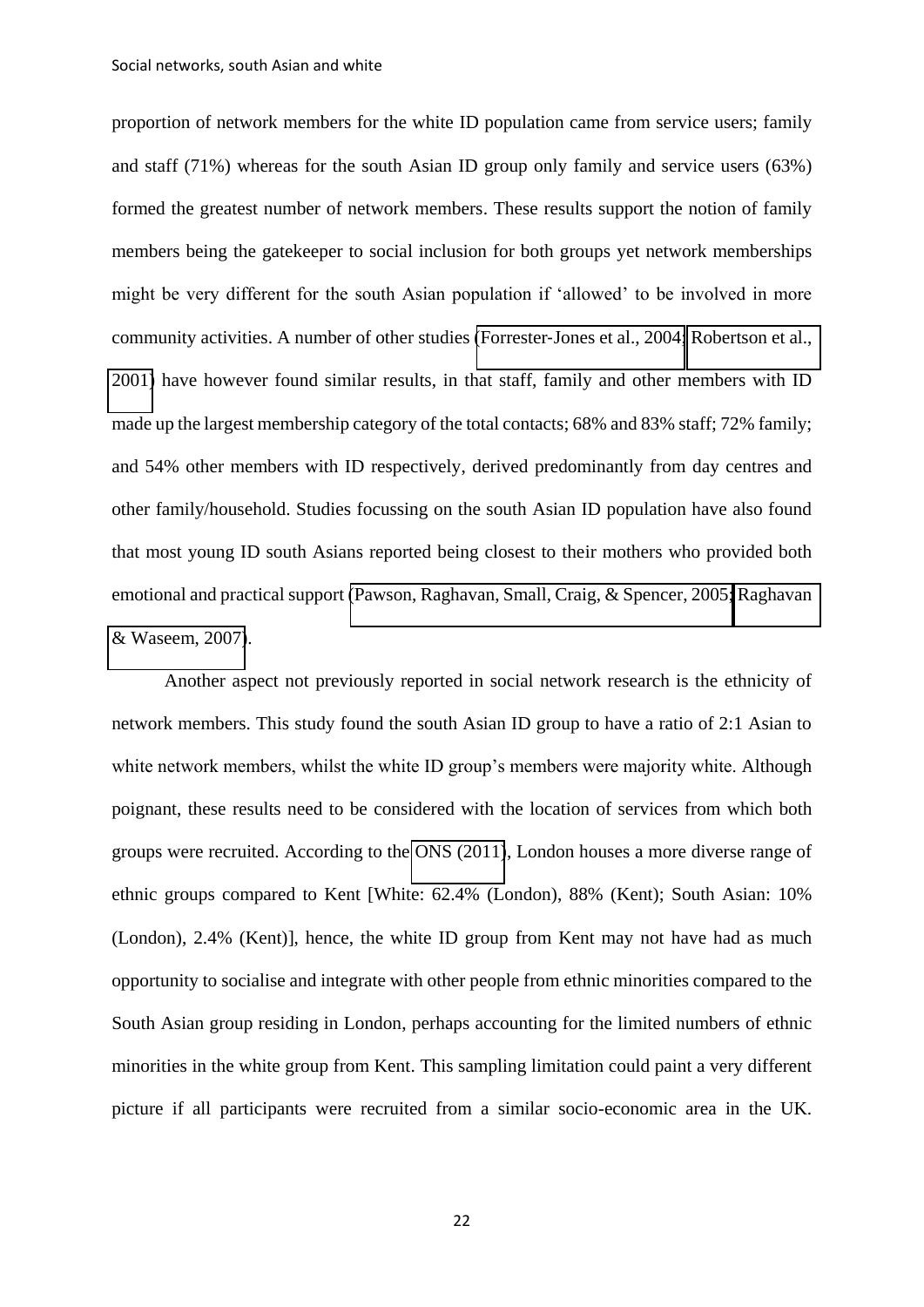proportion of network members for the white ID population came from service users; family and staff (71%) whereas for the south Asian ID group only family and service users (63%) formed the greatest number of network members. These results support the notion of family members being the gatekeeper to social inclusion for both groups yet network memberships might be very different for the south Asian population if 'allowed' to be involved in more community activities. A number of other studies (Forrester-Jones et al., 2004; Robertson et al., 2001) have however found similar results, in that staff, family and other members with ID made up the largest membership category of the total contacts; 68% and 83% staff; 72% family; and 54% other members with ID respectively, derived predominantly from day centres and other family/household. Studies focussing on the south Asian ID population have also found that most young ID south Asians reported being closest to their mothers who provided both emotional and practical support (Pawson, Raghavan, Small, Craig, & Spencer, 2005; Raghavan & Waseem, 2007).

Another aspect not previously reported in social network research is the ethnicity of network members. This study found the south Asian ID group to have a ratio of 2:1 Asian to white network members, whilst the white ID group's members were majority white. Although poignant, these results need to be considered with the location of services from which both groups were recruited. According to the ONS (2011), London houses a more diverse range of ethnic groups compared to Kent [White: 62.4% (London), 88% (Kent); South Asian: 10% (London), 2.4% (Kent)], hence, the white ID group from Kent may not have had as much opportunity to socialise and integrate with other people from ethnic minorities compared to the South Asian group residing in London, perhaps accounting for the limited numbers of ethnic minorities in the white group from Kent. This sampling limitation could paint a very different picture if all participants were recruited from a similar socio-economic area in the UK.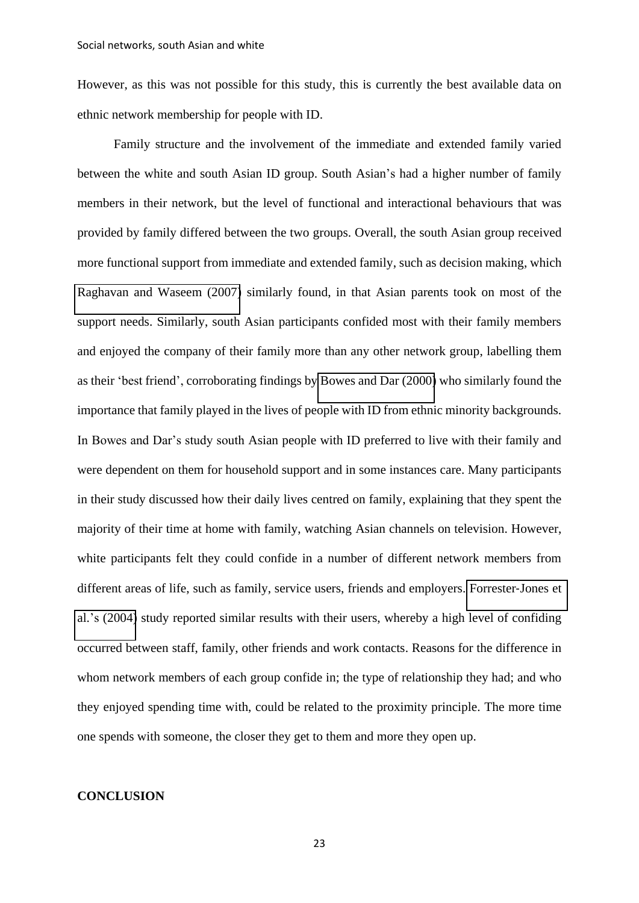However, as this was not possible for this study, this is currently the best available data on ethnic network membership for people with ID.

Family structure and the involvement of the immediate and extended family varied between the white and south Asian ID group. South Asian's had a higher number of family members in their network, but the level of functional and interactional behaviours that was provided by family differed between the two groups. Overall, the south Asian group received more functional support from immediate and extended family, such as decision making, which Raghavan and Waseem (2007) similarly found, in that Asian parents took on most of the support needs. Similarly, south Asian participants confided most with their family members and enjoyed the company of their family more than any other network group, labelling them as their 'best friend', corroborating findings by Bowes and Dar (2000) who similarly found the importance that family played in the lives of people with ID from ethnic minority backgrounds. In Bowes and Dar's study south Asian people with ID preferred to live with their family and were dependent on them for household support and in some instances care. Many participants in their study discussed how their daily lives centred on family, explaining that they spent the majority of their time at home with family, watching Asian channels on television. However, white participants felt they could confide in a number of different network members from different areas of life, such as family, service users, friends and employers. Forrester-Jones et al.'s (2004) study reported similar results with their users, whereby a high level of confiding occurred between staff, family, other friends and work contacts. Reasons for the difference in whom network members of each group confide in; the type of relationship they had; and who they enjoyed spending time with, could be related to the proximity principle. The more time one spends with someone, the closer they get to them and more they open up.

## CONCLUSION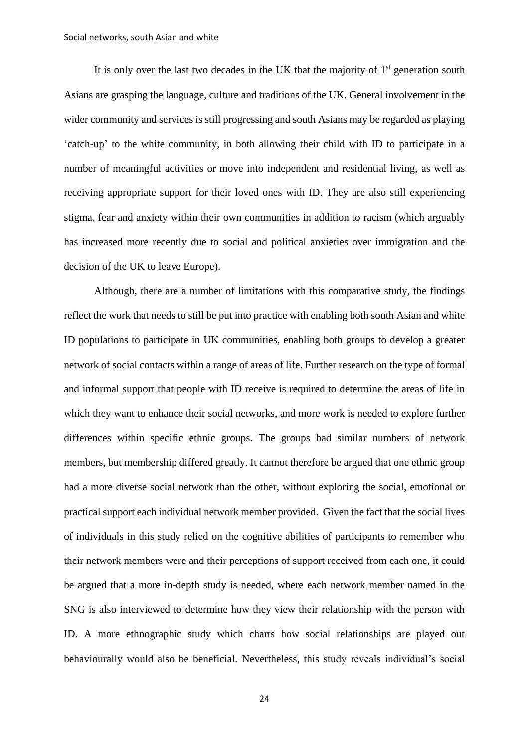It is only over the last two decades in the UK that the majority of 1st generation south Asians are grasping the language, culture and traditions of the UK. General involvement in the wider community and services is still progressing and south Asians may be regarded as playing 'catch-up' to the white community, in both allowing their child with ID to participate in a number of meaningful activities or move into independent and residential living, as well as receiving appropriate support for their loved ones with ID. They are also still experiencing stigma, fear and anxiety within their own communities in addition to racism (which arguably has increased more recently due to social and political anxieties over immigration and the decision of the UK to leave Europe).

Although, there are a number of limitations with this comparative study, the findings reflect the work that needs to still be put into practice with enabling both south Asian and white ID populations to participate in UK communities, enabling both groups to develop a greater network of social contacts within a range of areas of life. Further research on the type of formal and informal support that people with ID receive is required to determine the areas of life in which they want to enhance their social networks, and more work is needed to explore further differences within specific ethnic groups. The groups had similar numbers of network members, but membership differed greatly. It cannot therefore be argued that one ethnic group had a more diverse social network than the other, without exploring the social, emotional or practical support each individual network member provided. Given the fact that the social lives of individuals in this study relied on the cognitive abilities of participants to remember who their network members were and their perceptions of support received from each one, it could be argued that a more in-depth study is needed, where each network member named in the SNG is also interviewed to determine how they view their relationship with the person with ID. A more ethnographic study which charts how social relationships are played out behaviourally would also be beneficial. Nevertheless, this study reveals individual's social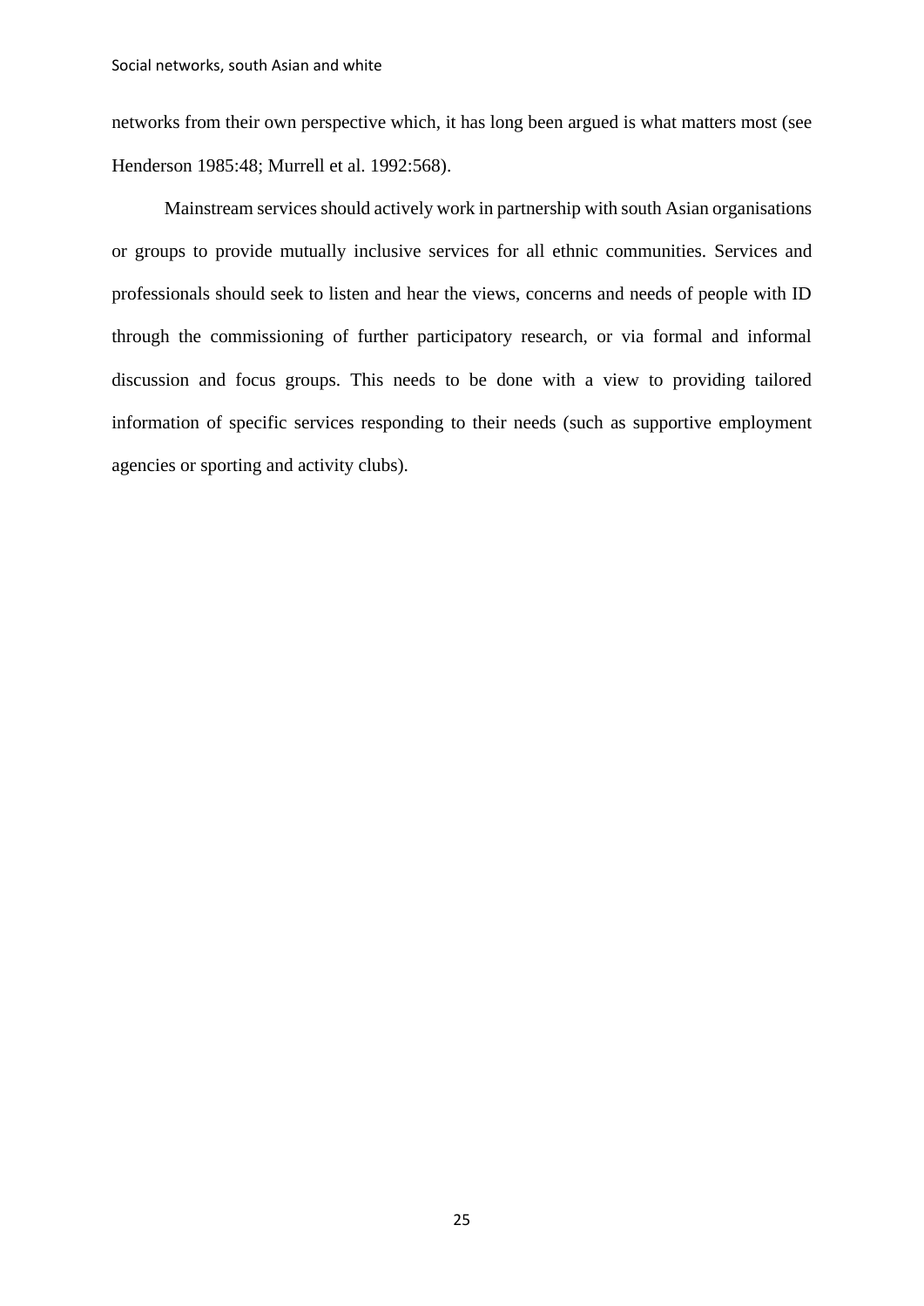networks from their own perspective which, it has long been argued is what matters most (see Henderson 1985:48; Murrell et al. 1992:568).

Mainstream services should actively work in partnership with south Asian organisations or groups to provide mutually inclusive services for all ethnic communities. Services and professionals should seek to listen and hear the views, concerns and needs of people with ID through the commissioning of further participatory research, or via formal and informal discussion and focus groups. This needs to be done with a view to providing tailored information of specific services responding to their needs (such as supportive employment agencies or sporting and activity clubs).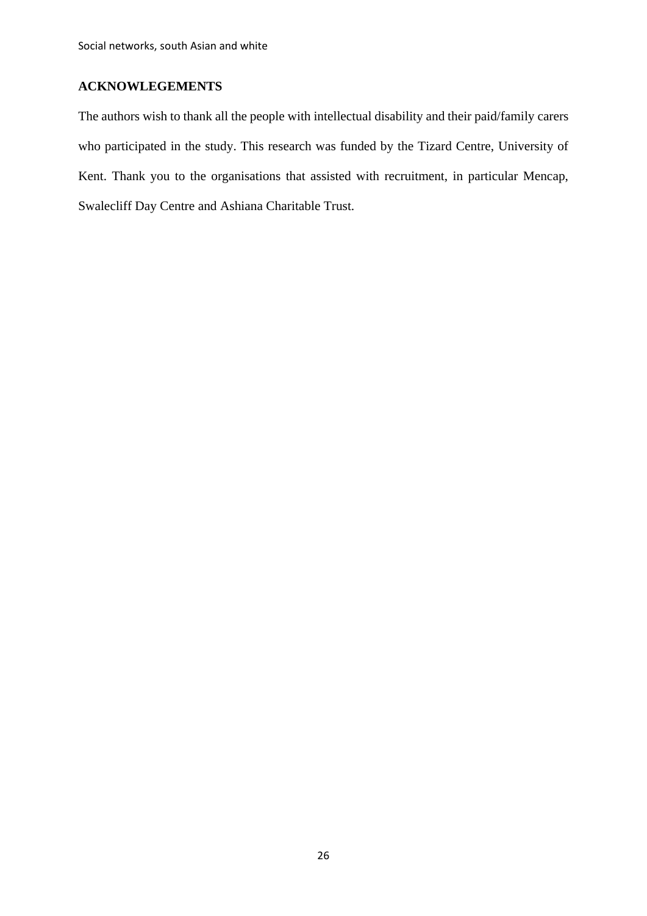## ACKNOWLEGEMENTS

The authors wish to thank all the people with intellectual disability and their paid/family carers who participated in the study. This research was funded by the Tizard Centre, University of Kent. Thank you to the organisations that assisted with recruitment, in particular Mencap, Swalecliff Day Centre and Ashiana Charitable Trust.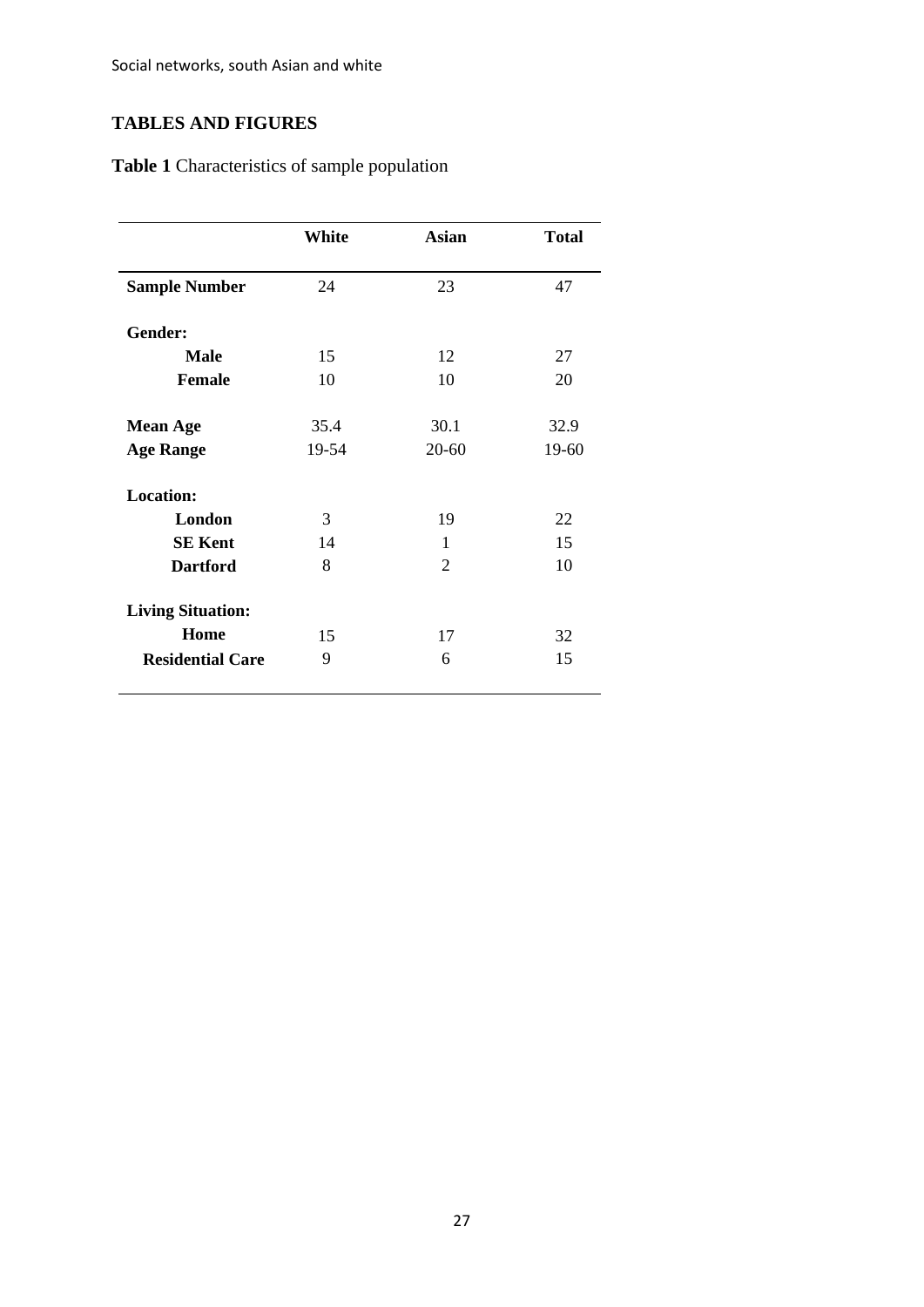## TABLES AND FIGURES

**Table 1** Characteristics of sample population

| | **White** | **Asian** | **Total** |
|---|---|---|---|
| **Sample Number** | 24 | 23 | 47 |
| **Gender:** | | | |
| **Male** | 15 | 12 | 27 |
| **Female** | 10 | 10 | 20 |
| **Mean Age** | 35.4 | 30.1 | 32.9 |
| **Age Range** | 19-54 | 20-60 | 19-60 |
| **Location:** | | | |
| **London** | 3 | 19 | 22 |
| **SE Kent** | 14 | 1 | 15 |
| **Dartford** | 8 | 2 | 10 |
| **Living Situation:** | | | |
| **Home** | 15 | 17 | 32 |
| **Residential Care** | 9 | 6 | 15 |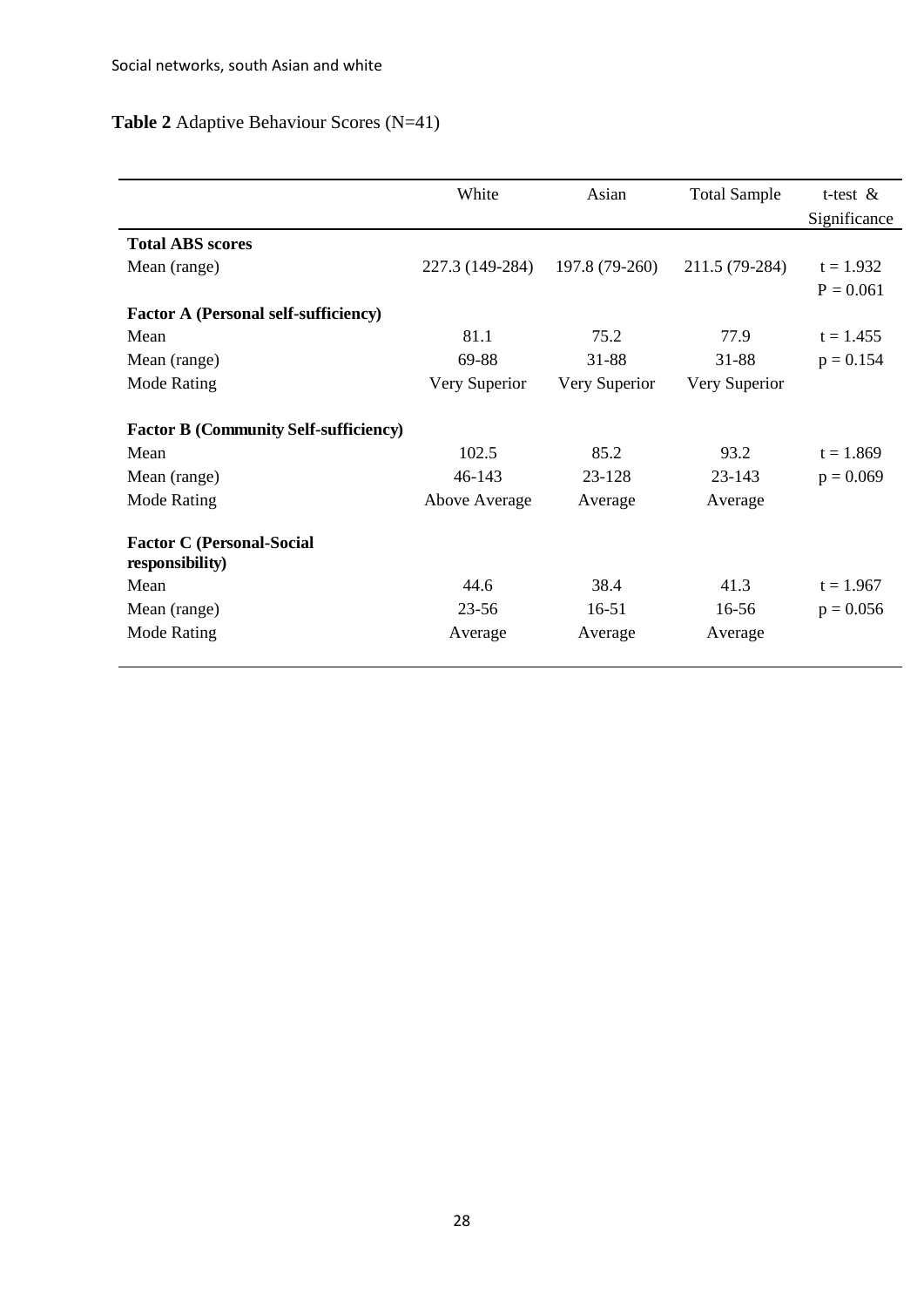**Table 2** Adaptive Behaviour Scores (N=41)

| | White | Asian | Total Sample | t-test & Significance |
|---|---|---|---|---|
| **Total ABS scores** | | | | |
| Mean (range) | 227.3 (149-284) | 197.8 (79-260) | 211.5 (79-284) | t = 1.932 P = 0.061 |
| **Factor A (Personal self-sufficiency)** | | | | |
| Mean | 81.1 | 75.2 | 77.9 | t = 1.455 |
| Mean (range) | 69-88 | 31-88 | 31-88 | p = 0.154 |
| Mode Rating | Very Superior | Very Superior | Very Superior | |
| **Factor B (Community Self-sufficiency)** | | | | |
| Mean | 102.5 | 85.2 | 93.2 | t = 1.869 |
| Mean (range) | 46-143 | 23-128 | 23-143 | p = 0.069 |
| Mode Rating | Above Average | Average | Average | |
| **Factor C (Personal-Social responsibility)** | | | | |
| Mean | 44.6 | 38.4 | 41.3 | t = 1.967 |
| Mean (range) | 23-56 | 16-51 | 16-56 | p = 0.056 |
| Mode Rating | Average | Average | Average | |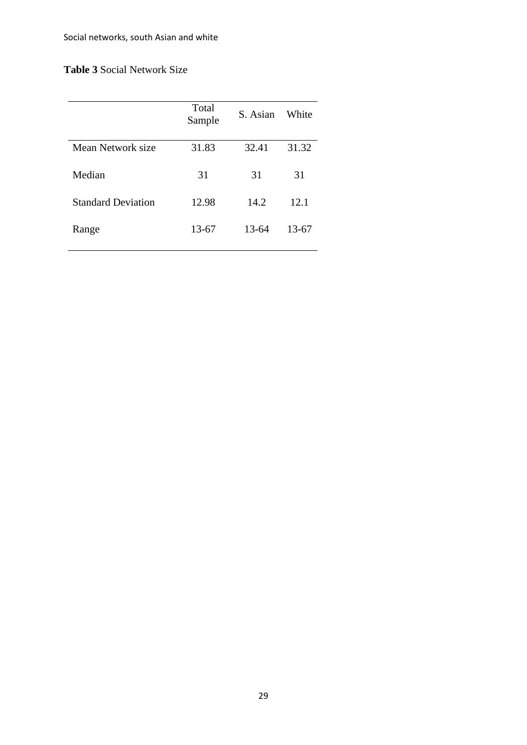**Table 3** Social Network Size

| | Total Sample | S. Asian | White |
|---|---|---|---|
| Mean Network size | 31.83 | 32.41 | 31.32 |
| Median | 31 | 31 | 31 |
| Standard Deviation | 12.98 | 14.2 | 12.1 |
| Range | 13-67 | 13-64 | 13-67 |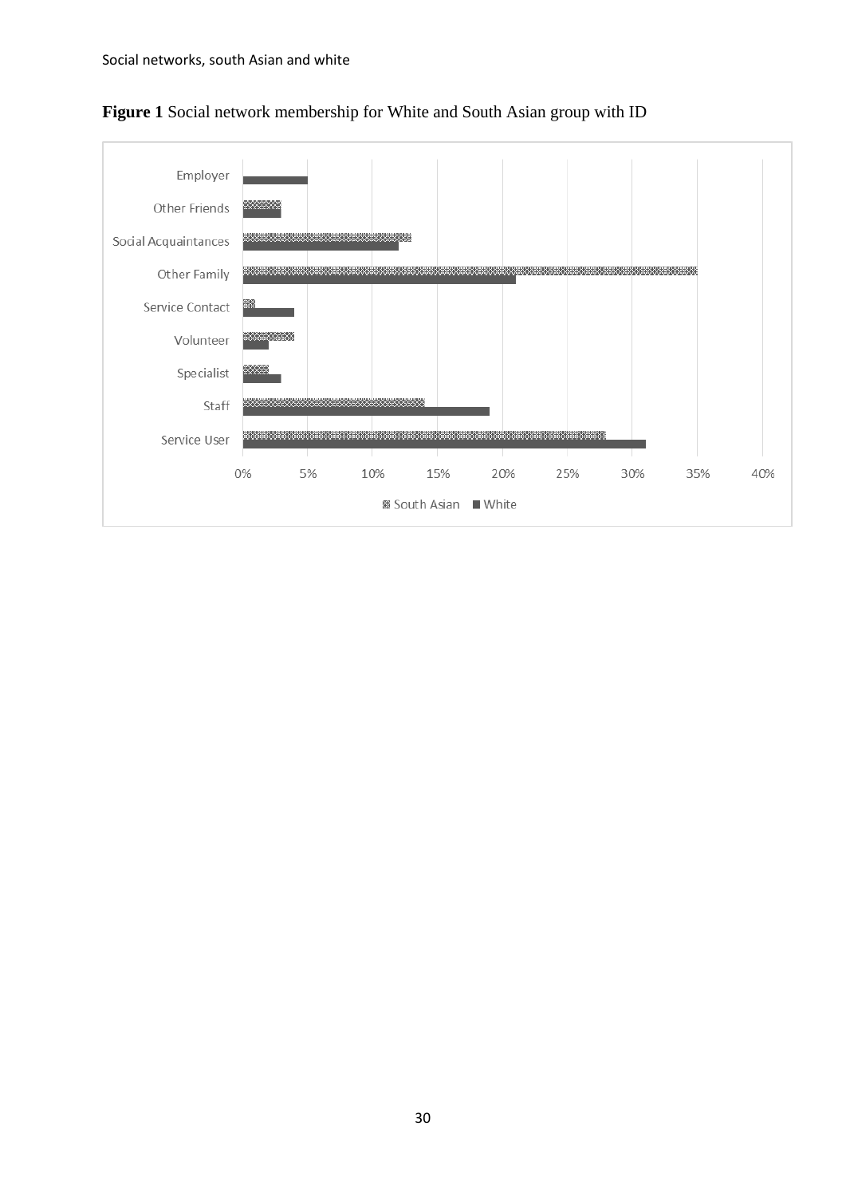**Figure 1** Social network membership for White and South Asian group with ID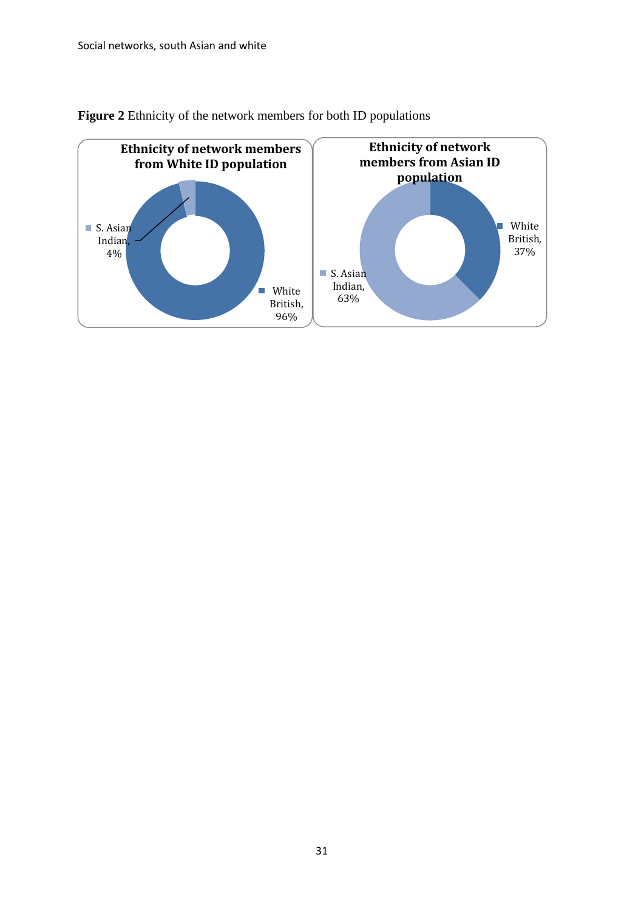**Figure 2** Ethnicity of the network members for both ID populations

**Ethnicity of network members from White ID population**

- S. Asian Indian, 4%
- White British, 96%

**Ethnicity of network members from Asian ID population**

- White British, 37%
- S. Asian Indian, 63%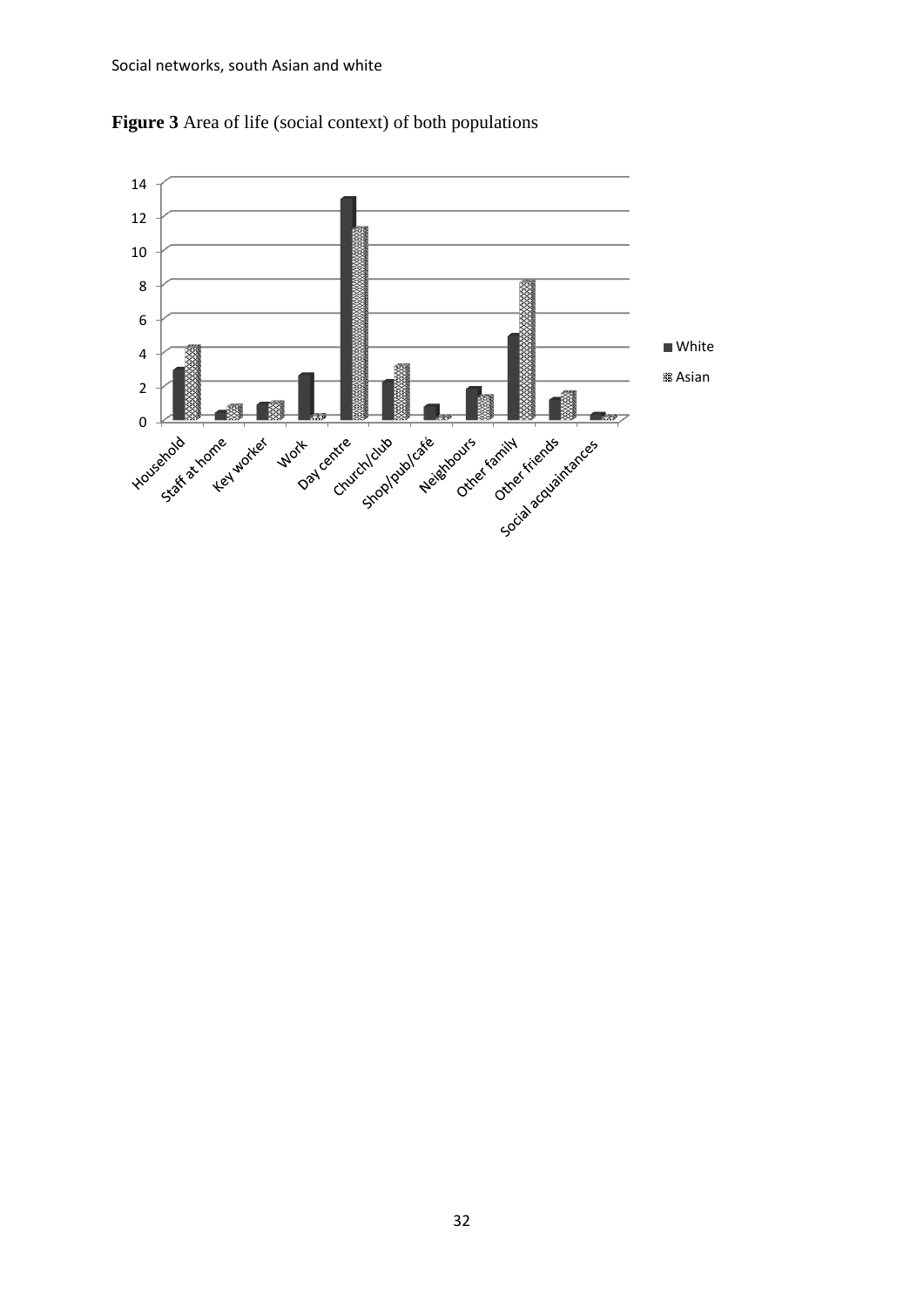**Figure 3** Area of life (social context) of both populations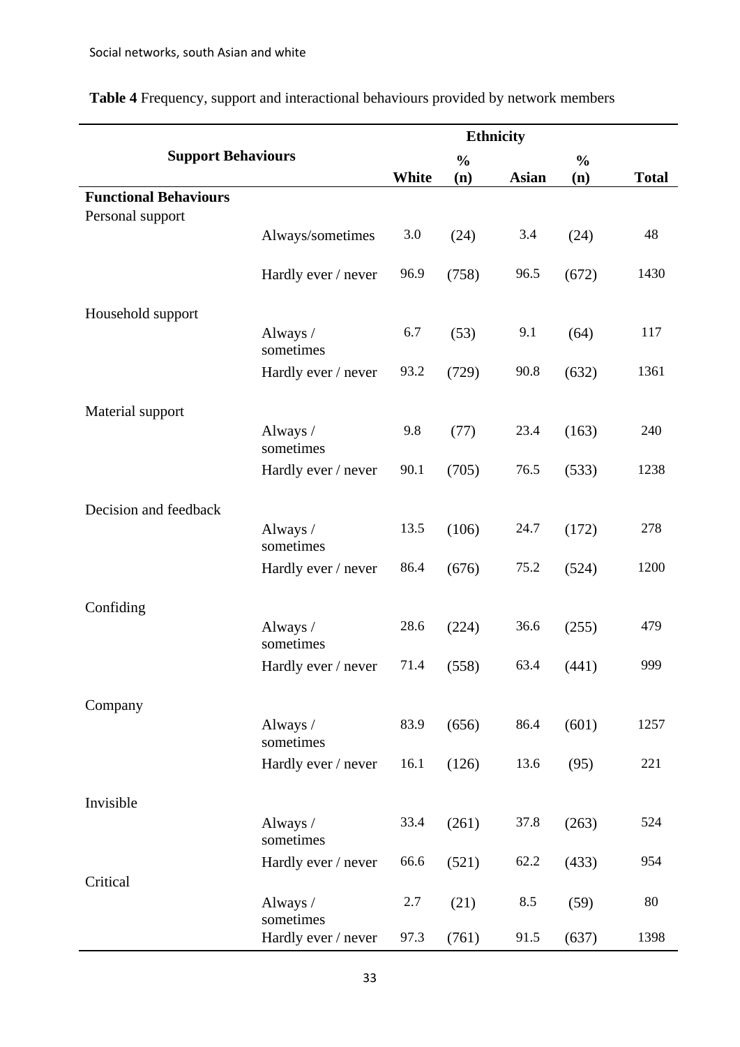**Table 4** Frequency, support and interactional behaviours provided by network members

| Support Behaviours | | Ethnicity | | | | |
|---|---|---|---|---|---|---|
| | | White | % (n) | Asian | % (n) | Total |
| **Functional Behaviours** | | | | | | |
| Personal support | | | | | | |
| | Always/sometimes | 3.0 | (24) | 3.4 | (24) | 48 |
| | Hardly ever / never | 96.9 | (758) | 96.5 | (672) | 1430 |
| Household support | | | | | | |
| | Always / sometimes | 6.7 | (53) | 9.1 | (64) | 117 |
| | Hardly ever / never | 93.2 | (729) | 90.8 | (632) | 1361 |
| Material support | | | | | | |
| | Always / sometimes | 9.8 | (77) | 23.4 | (163) | 240 |
| | Hardly ever / never | 90.1 | (705) | 76.5 | (533) | 1238 |
| Decision and feedback | | | | | | |
| | Always / sometimes | 13.5 | (106) | 24.7 | (172) | 278 |
| | Hardly ever / never | 86.4 | (676) | 75.2 | (524) | 1200 |
| Confiding | | | | | | |
| | Always / sometimes | 28.6 | (224) | 36.6 | (255) | 479 |
| | Hardly ever / never | 71.4 | (558) | 63.4 | (441) | 999 |
| Company | | | | | | |
| | Always / sometimes | 83.9 | (656) | 86.4 | (601) | 1257 |
| | Hardly ever / never | 16.1 | (126) | 13.6 | (95) | 221 |
| Invisible | | | | | | |
| | Always / sometimes | 33.4 | (261) | 37.8 | (263) | 524 |
| | Hardly ever / never | 66.6 | (521) | 62.2 | (433) | 954 |
| Critical | | | | | | |
| | Always / sometimes | 2.7 | (21) | 8.5 | (59) | 80 |
| | Hardly ever / never | 97.3 | (761) | 91.5 | (637) | 1398 |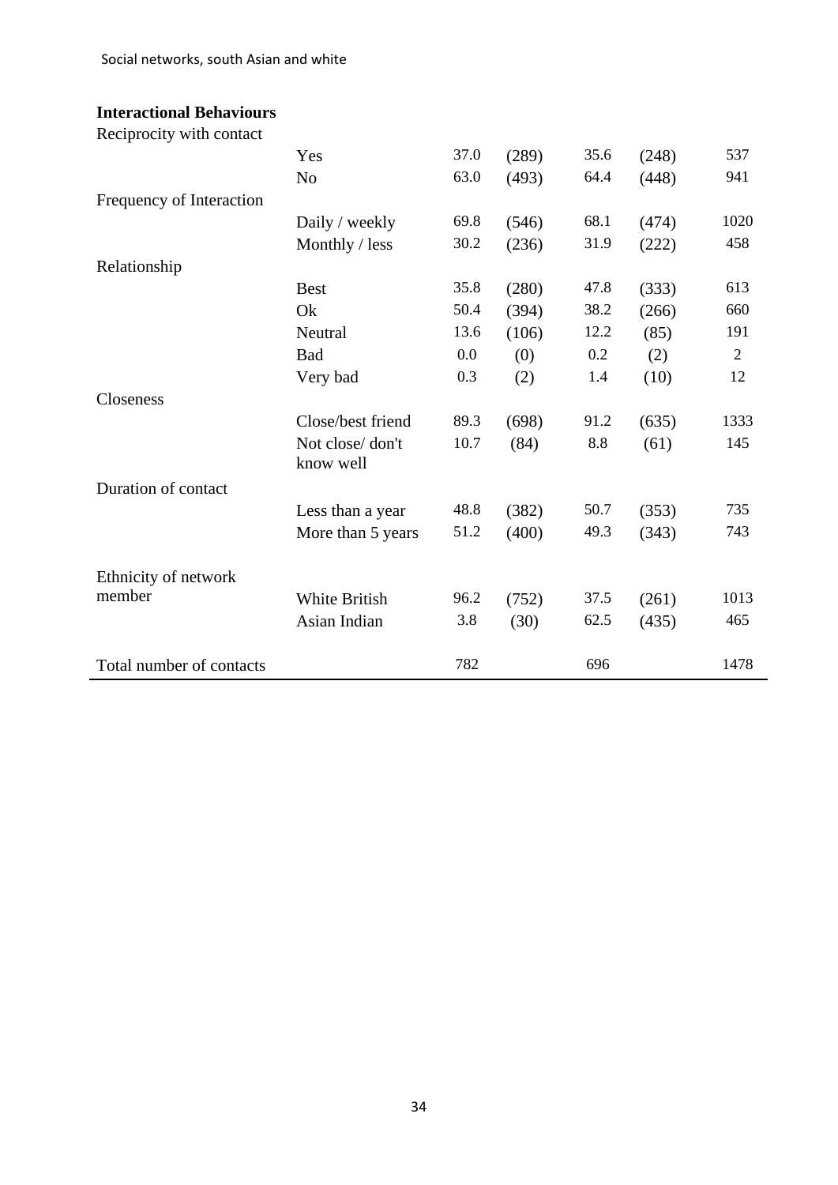| | | | | | | |
|---|---|---|---|---|---|---|
| **Interactional Behaviours** | | | | | | |
| Reciprocity with contact | | | | | | |
| | Yes | 37.0 | (289) | 35.6 | (248) | 537 |
| | No | 63.0 | (493) | 64.4 | (448) | 941 |
| Frequency of Interaction | | | | | | |
| | Daily / weekly | 69.8 | (546) | 68.1 | (474) | 1020 |
| | Monthly / less | 30.2 | (236) | 31.9 | (222) | 458 |
| Relationship | | | | | | |
| | Best | 35.8 | (280) | 47.8 | (333) | 613 |
| | Ok | 50.4 | (394) | 38.2 | (266) | 660 |
| | Neutral | 13.6 | (106) | 12.2 | (85) | 191 |
| | Bad | 0.0 | (0) | 0.2 | (2) | 2 |
| | Very bad | 0.3 | (2) | 1.4 | (10) | 12 |
| Closeness | | | | | | |
| | Close/best friend | 89.3 | (698) | 91.2 | (635) | 1333 |
| | Not close/ don't know well | 10.7 | (84) | 8.8 | (61) | 145 |
| Duration of contact | | | | | | |
| | Less than a year | 48.8 | (382) | 50.7 | (353) | 735 |
| | More than 5 years | 51.2 | (400) | 49.3 | (343) | 743 |
| Ethnicity of network member | White British | 96.2 | (752) | 37.5 | (261) | 1013 |
| | Asian Indian | 3.8 | (30) | 62.5 | (435) | 465 |
| Total number of contacts | | 782 | | 696 | | 1478 |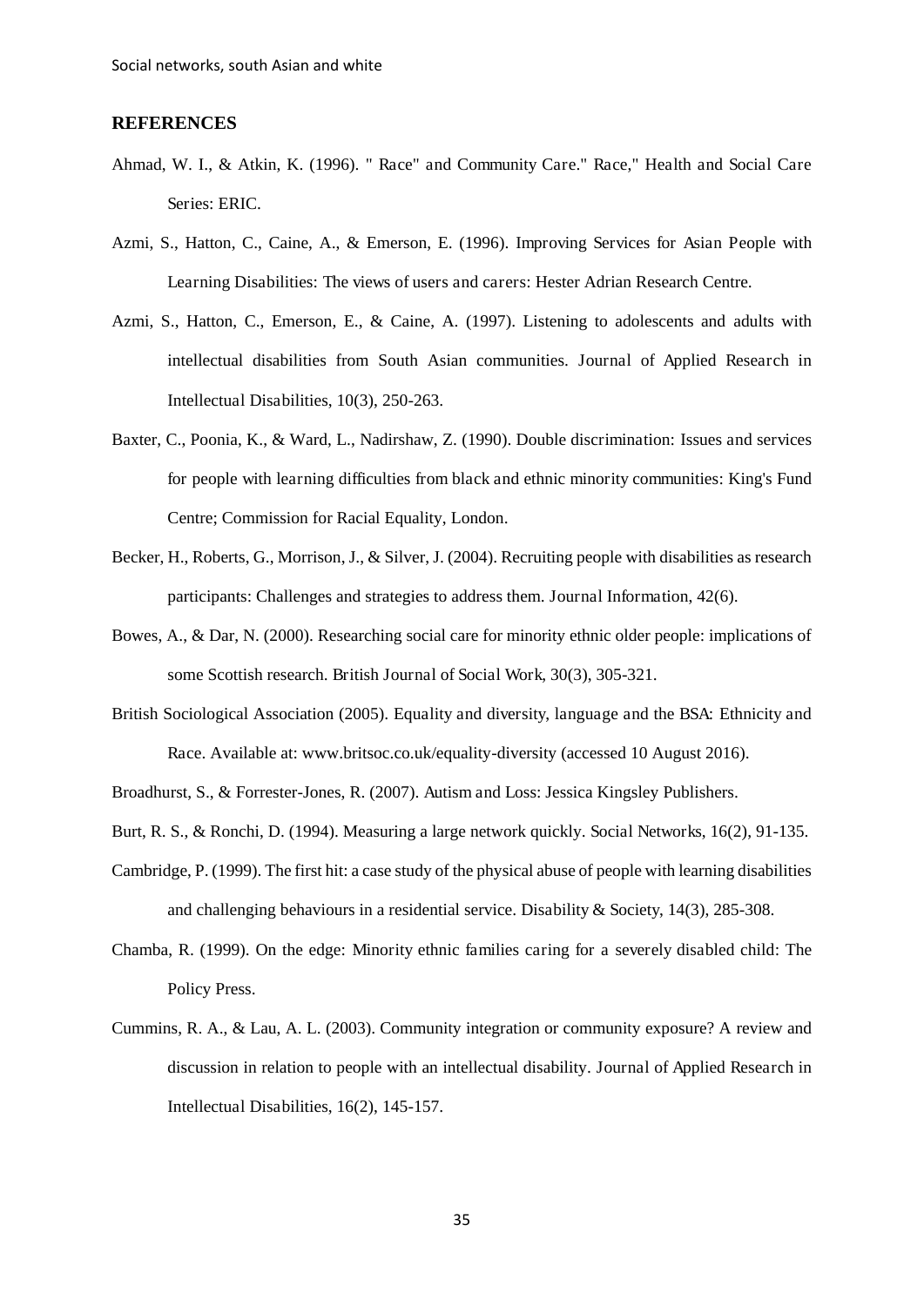## REFERENCES

Ahmad, W. I., & Atkin, K. (1996). " Race" and Community Care." Race," Health and Social Care Series: ERIC.

Azmi, S., Hatton, C., Caine, A., & Emerson, E. (1996). Improving Services for Asian People with Learning Disabilities: The views of users and carers: Hester Adrian Research Centre.

Azmi, S., Hatton, C., Emerson, E., & Caine, A. (1997). Listening to adolescents and adults with intellectual disabilities from South Asian communities. Journal of Applied Research in Intellectual Disabilities, 10(3), 250-263.

Baxter, C., Poonia, K., & Ward, L., Nadirshaw, Z. (1990). Double discrimination: Issues and services for people with learning difficulties from black and ethnic minority communities: King's Fund Centre; Commission for Racial Equality, London.

Becker, H., Roberts, G., Morrison, J., & Silver, J. (2004). Recruiting people with disabilities as research participants: Challenges and strategies to address them. Journal Information, 42(6).

Bowes, A., & Dar, N. (2000). Researching social care for minority ethnic older people: implications of some Scottish research. British Journal of Social Work, 30(3), 305-321.

British Sociological Association (2005). Equality and diversity, language and the BSA: Ethnicity and Race. Available at: www.britsoc.co.uk/equality-diversity (accessed 10 August 2016).

Broadhurst, S., & Forrester-Jones, R. (2007). Autism and Loss: Jessica Kingsley Publishers.

Burt, R. S., & Ronchi, D. (1994). Measuring a large network quickly. Social Networks, 16(2), 91-135.

Cambridge, P. (1999). The first hit: a case study of the physical abuse of people with learning disabilities and challenging behaviours in a residential service. Disability & Society, 14(3), 285-308.

Chamba, R. (1999). On the edge: Minority ethnic families caring for a severely disabled child: The Policy Press.

Cummins, R. A., & Lau, A. L. (2003). Community integration or community exposure? A review and discussion in relation to people with an intellectual disability. Journal of Applied Research in Intellectual Disabilities, 16(2), 145-157.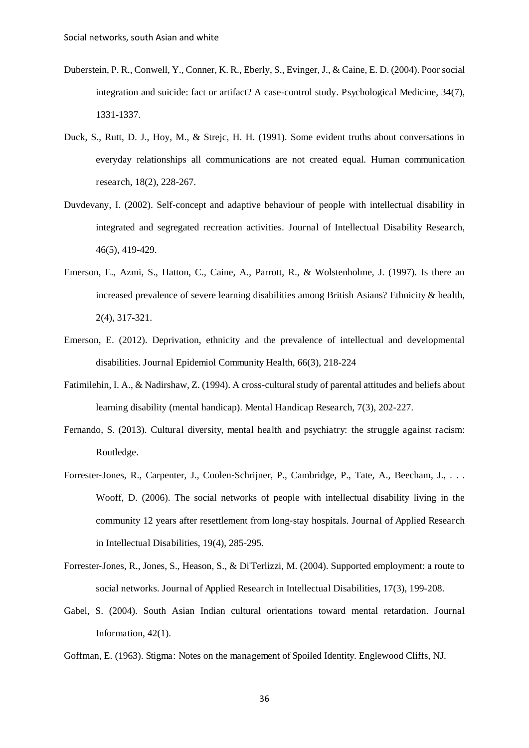Duberstein, P. R., Conwell, Y., Conner, K. R., Eberly, S., Evinger, J., & Caine, E. D. (2004). Poor social integration and suicide: fact or artifact? A case-control study. Psychological Medicine, 34(7), 1331-1337.

Duck, S., Rutt, D. J., Hoy, M., & Strejc, H. H. (1991). Some evident truths about conversations in everyday relationships all communications are not created equal. Human communication research, 18(2), 228-267.

Duvdevany, I. (2002). Self-concept and adaptive behaviour of people with intellectual disability in integrated and segregated recreation activities. Journal of Intellectual Disability Research, 46(5), 419-429.

Emerson, E., Azmi, S., Hatton, C., Caine, A., Parrott, R., & Wolstenholme, J. (1997). Is there an increased prevalence of severe learning disabilities among British Asians? Ethnicity & health, 2(4), 317-321.

Emerson, E. (2012). Deprivation, ethnicity and the prevalence of intellectual and developmental disabilities. Journal Epidemiol Community Health, 66(3), 218-224

Fatimilehin, I. A., & Nadirshaw, Z. (1994). A cross-cultural study of parental attitudes and beliefs about learning disability (mental handicap). Mental Handicap Research, 7(3), 202-227.

Fernando, S. (2013). Cultural diversity, mental health and psychiatry: the struggle against racism: Routledge.

Forrester-Jones, R., Carpenter, J., Coolen-Schrijner, P., Cambridge, P., Tate, A., Beecham, J., . . . Wooff, D. (2006). The social networks of people with intellectual disability living in the community 12 years after resettlement from long-stay hospitals. Journal of Applied Research in Intellectual Disabilities, 19(4), 285-295.

Forrester-Jones, R., Jones, S., Heason, S., & Di'Terlizzi, M. (2004). Supported employment: a route to social networks. Journal of Applied Research in Intellectual Disabilities, 17(3), 199-208.

Gabel, S. (2004). South Asian Indian cultural orientations toward mental retardation. Journal Information, 42(1).

Goffman, E. (1963). Stigma: Notes on the management of Spoiled Identity. Englewood Cliffs, NJ.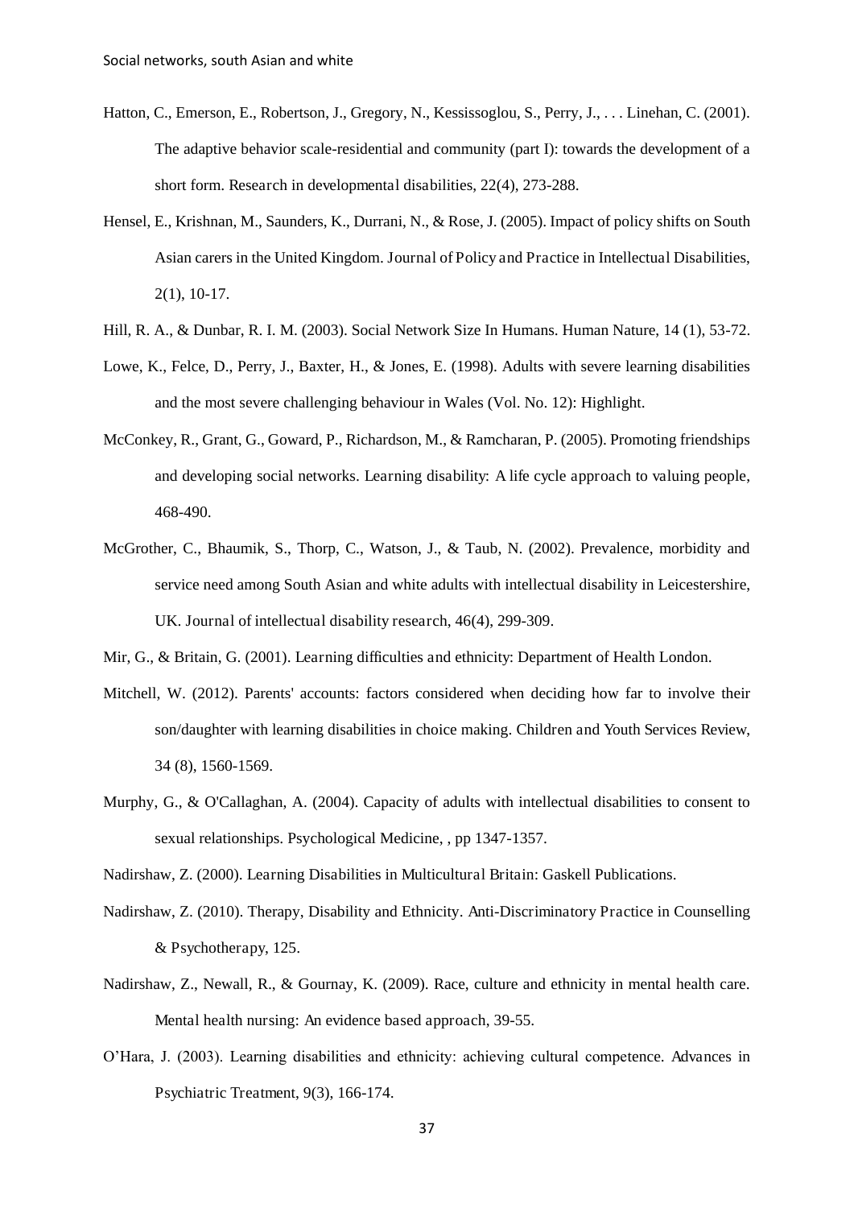Hatton, C., Emerson, E., Robertson, J., Gregory, N., Kessissoglou, S., Perry, J., . . . Linehan, C. (2001). The adaptive behavior scale-residential and community (part I): towards the development of a short form. Research in developmental disabilities, 22(4), 273-288.

Hensel, E., Krishnan, M., Saunders, K., Durrani, N., & Rose, J. (2005). Impact of policy shifts on South Asian carers in the United Kingdom. Journal of Policy and Practice in Intellectual Disabilities, 2(1), 10-17.

Hill, R. A., & Dunbar, R. I. M. (2003). Social Network Size In Humans. Human Nature, 14 (1), 53-72.

Lowe, K., Felce, D., Perry, J., Baxter, H., & Jones, E. (1998). Adults with severe learning disabilities and the most severe challenging behaviour in Wales (Vol. No. 12): Highlight.

McConkey, R., Grant, G., Goward, P., Richardson, M., & Ramcharan, P. (2005). Promoting friendships and developing social networks. Learning disability: A life cycle approach to valuing people, 468-490.

McGrother, C., Bhaumik, S., Thorp, C., Watson, J., & Taub, N. (2002). Prevalence, morbidity and service need among South Asian and white adults with intellectual disability in Leicestershire, UK. Journal of intellectual disability research, 46(4), 299-309.

Mir, G., & Britain, G. (2001). Learning difficulties and ethnicity: Department of Health London.

Mitchell, W. (2012). Parents' accounts: factors considered when deciding how far to involve their son/daughter with learning disabilities in choice making. Children and Youth Services Review, 34 (8), 1560-1569.

Murphy, G., & O'Callaghan, A. (2004). Capacity of adults with intellectual disabilities to consent to sexual relationships. Psychological Medicine, , pp 1347-1357.

Nadirshaw, Z. (2000). Learning Disabilities in Multicultural Britain: Gaskell Publications.

Nadirshaw, Z. (2010). Therapy, Disability and Ethnicity. Anti-Discriminatory Practice in Counselling & Psychotherapy, 125.

Nadirshaw, Z., Newall, R., & Gournay, K. (2009). Race, culture and ethnicity in mental health care. Mental health nursing: An evidence based approach, 39-55.

O'Hara, J. (2003). Learning disabilities and ethnicity: achieving cultural competence. Advances in Psychiatric Treatment, 9(3), 166-174.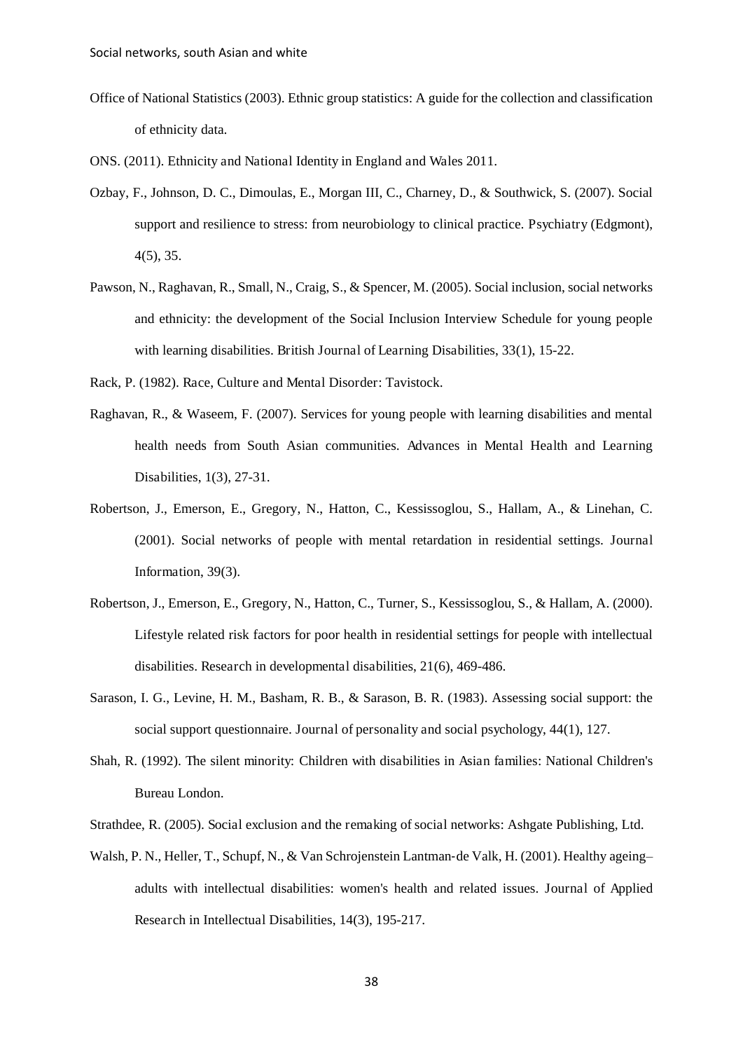Office of National Statistics (2003). Ethnic group statistics: A guide for the collection and classification of ethnicity data.

ONS. (2011). Ethnicity and National Identity in England and Wales 2011.

Ozbay, F., Johnson, D. C., Dimoulas, E., Morgan III, C., Charney, D., & Southwick, S. (2007). Social support and resilience to stress: from neurobiology to clinical practice. Psychiatry (Edgmont), 4(5), 35.

Pawson, N., Raghavan, R., Small, N., Craig, S., & Spencer, M. (2005). Social inclusion, social networks and ethnicity: the development of the Social Inclusion Interview Schedule for young people with learning disabilities. British Journal of Learning Disabilities, 33(1), 15-22.

Rack, P. (1982). Race, Culture and Mental Disorder: Tavistock.

Raghavan, R., & Waseem, F. (2007). Services for young people with learning disabilities and mental health needs from South Asian communities. Advances in Mental Health and Learning Disabilities, 1(3), 27-31.

Robertson, J., Emerson, E., Gregory, N., Hatton, C., Kessissoglou, S., Hallam, A., & Linehan, C. (2001). Social networks of people with mental retardation in residential settings. Journal Information, 39(3).

Robertson, J., Emerson, E., Gregory, N., Hatton, C., Turner, S., Kessissoglou, S., & Hallam, A. (2000). Lifestyle related risk factors for poor health in residential settings for people with intellectual disabilities. Research in developmental disabilities, 21(6), 469-486.

Sarason, I. G., Levine, H. M., Basham, R. B., & Sarason, B. R. (1983). Assessing social support: the social support questionnaire. Journal of personality and social psychology, 44(1), 127.

Shah, R. (1992). The silent minority: Children with disabilities in Asian families: National Children's Bureau London.

Strathdee, R. (2005). Social exclusion and the remaking of social networks: Ashgate Publishing, Ltd.

Walsh, P. N., Heller, T., Schupf, N., & Van Schrojenstein Lantman-de Valk, H. (2001). Healthy ageing–adults with intellectual disabilities: women's health and related issues. Journal of Applied Research in Intellectual Disabilities, 14(3), 195-217.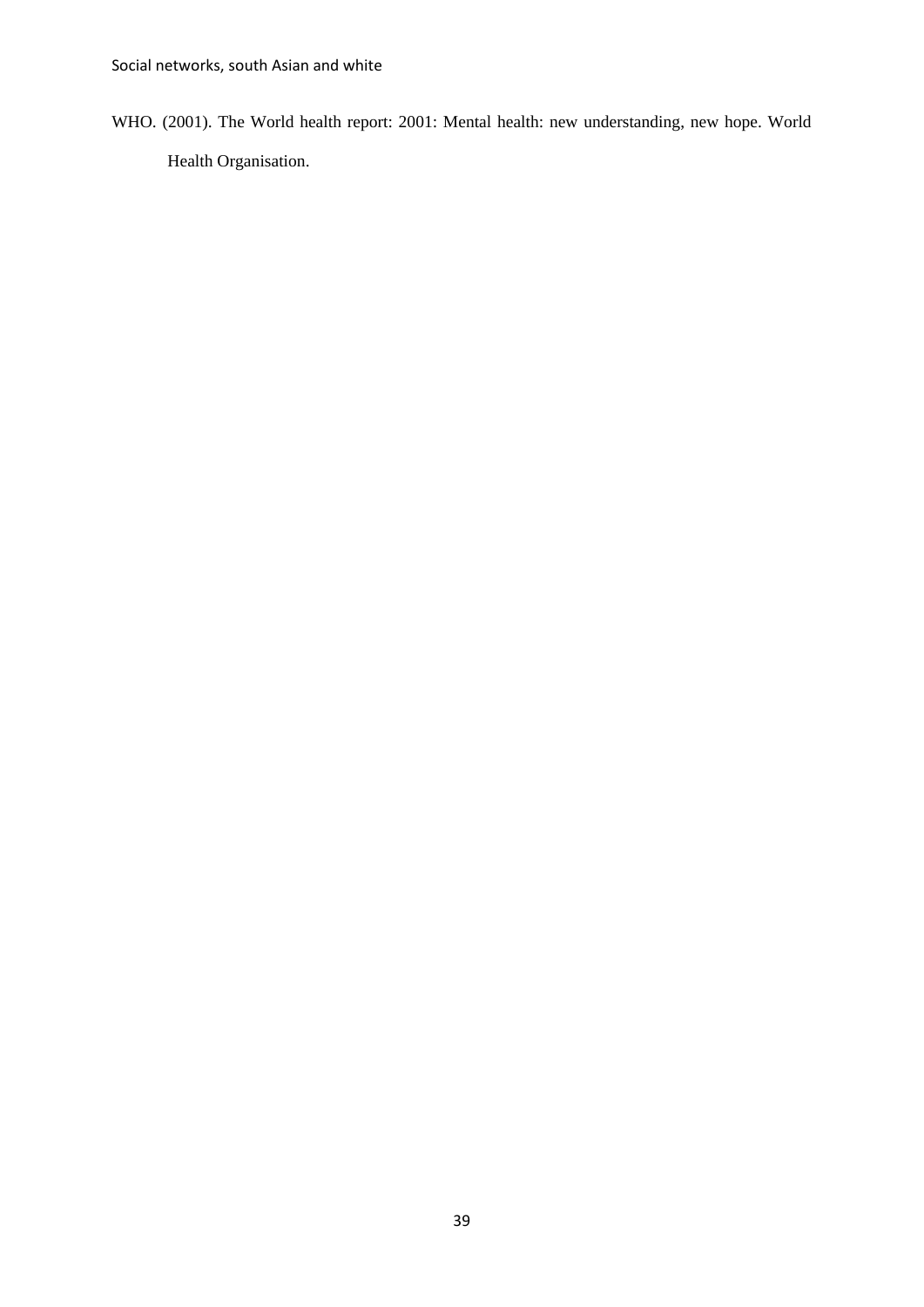WHO. (2001). The World health report: 2001: Mental health: new understanding, new hope. World Health Organisation.